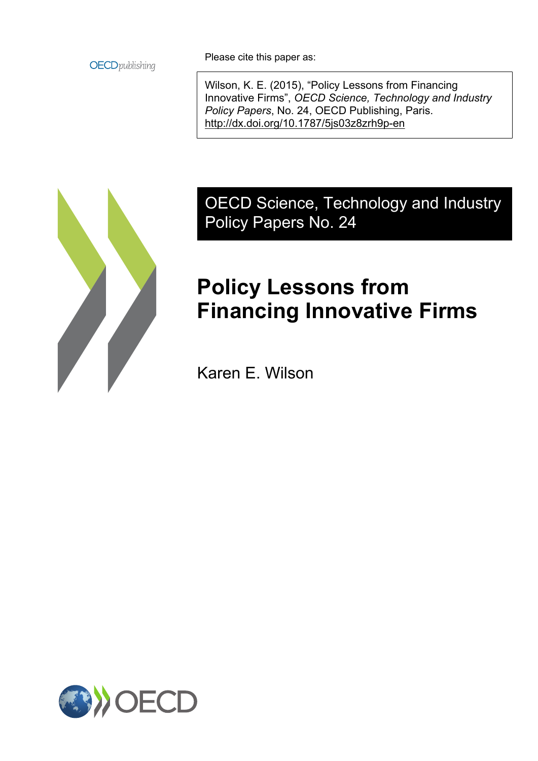OECD*publishing*

Please cite this paper as:

Wilson, K. E. (2015), "Policy Lessons from Financing Innovative Firms", *OECD Science, Technology and Industry Policy Papers*, No. 24, OECD Publishing, Paris. http://dx.doi.org/10.1787/5js03z8zrh9p-en

OECD Science, Technology and Industry Policy Papers No. 24

# Policy Lessons from Financing Innovative Firms

Karen E. Wilson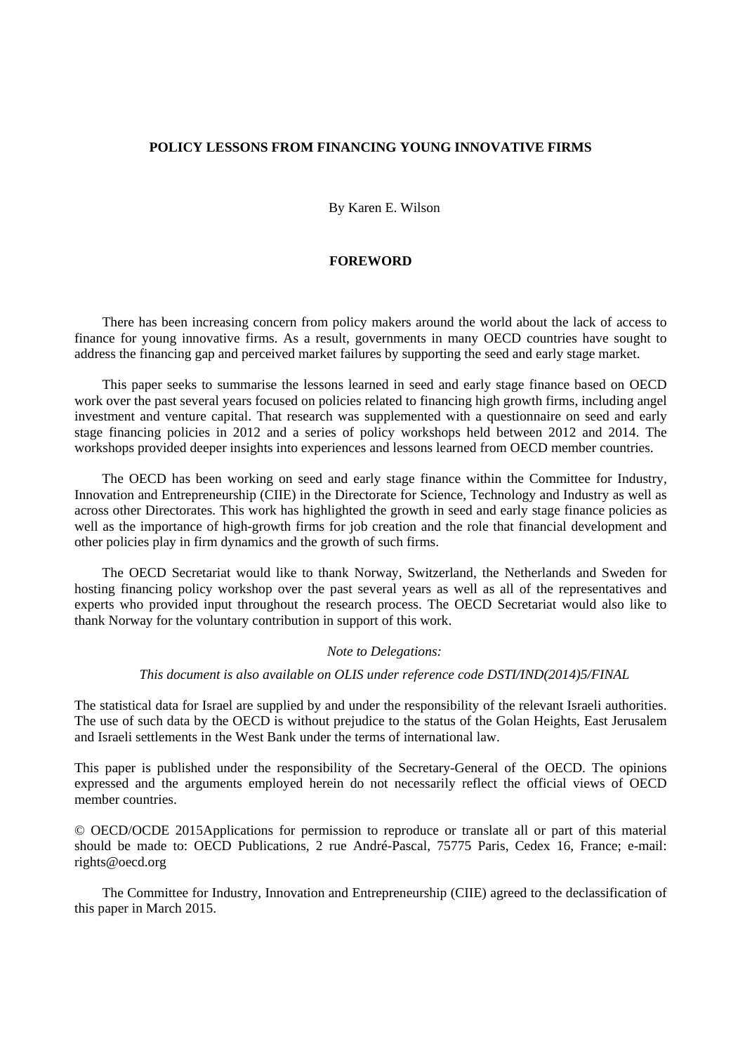**POLICY LESSONS FROM FINANCING YOUNG INNOVATIVE FIRMS**

By Karen E. Wilson

**FOREWORD**

There has been increasing concern from policy makers around the world about the lack of access to finance for young innovative firms. As a result, governments in many OECD countries have sought to address the financing gap and perceived market failures by supporting the seed and early stage market.

This paper seeks to summarise the lessons learned in seed and early stage finance based on OECD work over the past several years focused on policies related to financing high growth firms, including angel investment and venture capital. That research was supplemented with a questionnaire on seed and early stage financing policies in 2012 and a series of policy workshops held between 2012 and 2014. The workshops provided deeper insights into experiences and lessons learned from OECD member countries.

The OECD has been working on seed and early stage finance within the Committee for Industry, Innovation and Entrepreneurship (CIIE) in the Directorate for Science, Technology and Industry as well as across other Directorates. This work has highlighted the growth in seed and early stage finance policies as well as the importance of high-growth firms for job creation and the role that financial development and other policies play in firm dynamics and the growth of such firms.

The OECD Secretariat would like to thank Norway, Switzerland, the Netherlands and Sweden for hosting financing policy workshop over the past several years as well as all of the representatives and experts who provided input throughout the research process. The OECD Secretariat would also like to thank Norway for the voluntary contribution in support of this work.

*Note to Delegations:*

*This document is also available on OLIS under reference code DSTI/IND(2014)5/FINAL*

The statistical data for Israel are supplied by and under the responsibility of the relevant Israeli authorities. The use of such data by the OECD is without prejudice to the status of the Golan Heights, East Jerusalem and Israeli settlements in the West Bank under the terms of international law.

This paper is published under the responsibility of the Secretary-General of the OECD. The opinions expressed and the arguments employed herein do not necessarily reflect the official views of OECD member countries.

© OECD/OCDE 2015Applications for permission to reproduce or translate all or part of this material should be made to: OECD Publications, 2 rue André-Pascal, 75775 Paris, Cedex 16, France; e-mail: rights@oecd.org

The Committee for Industry, Innovation and Entrepreneurship (CIIE) agreed to the declassification of this paper in March 2015.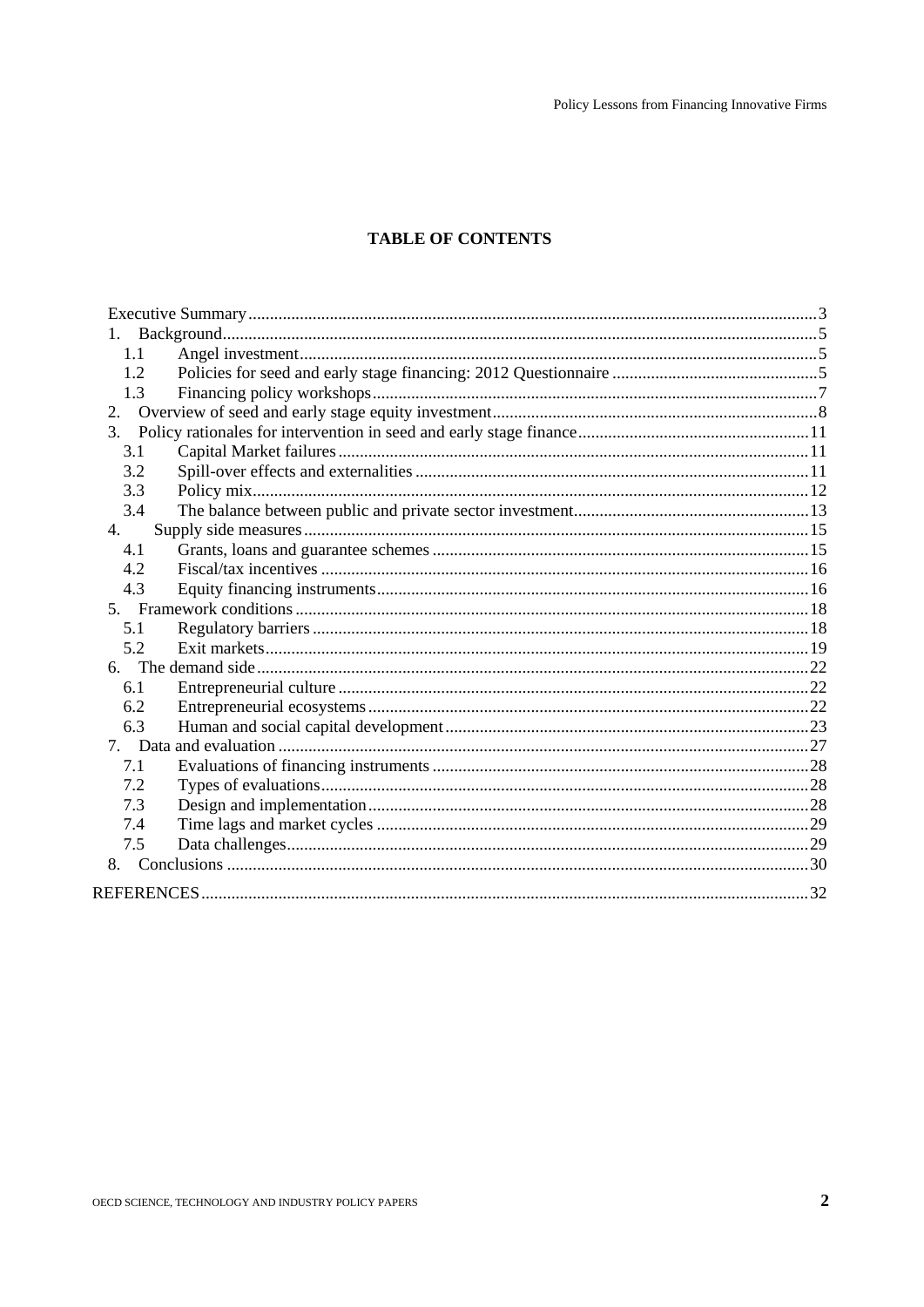## TABLE OF CONTENTS

| | |
|---|---|
| Executive Summary | 3 |
| 1. Background | 5 |
| 1.1 Angel investment | 5 |
| 1.2 Policies for seed and early stage financing: 2012 Questionnaire | 5 |
| 1.3 Financing policy workshops | 7 |
| 2. Overview of seed and early stage equity investment | 8 |
| 3. Policy rationales for intervention in seed and early stage finance | 11 |
| 3.1 Capital Market failures | 11 |
| 3.2 Spill-over effects and externalities | 11 |
| 3.3 Policy mix | 12 |
| 3.4 The balance between public and private sector investment | 13 |
| 4. Supply side measures | 15 |
| 4.1 Grants, loans and guarantee schemes | 15 |
| 4.2 Fiscal/tax incentives | 16 |
| 4.3 Equity financing instruments | 16 |
| 5. Framework conditions | 18 |
| 5.1 Regulatory barriers | 18 |
| 5.2 Exit markets | 19 |
| 6. The demand side | 22 |
| 6.1 Entrepreneurial culture | 22 |
| 6.2 Entrepreneurial ecosystems | 22 |
| 6.3 Human and social capital development | 23 |
| 7. Data and evaluation | 27 |
| 7.1 Evaluations of financing instruments | 28 |
| 7.2 Types of evaluations | 28 |
| 7.3 Design and implementation | 28 |
| 7.4 Time lags and market cycles | 29 |
| 7.5 Data challenges | 29 |
| 8. Conclusions | 30 |
| REFERENCES | 32 |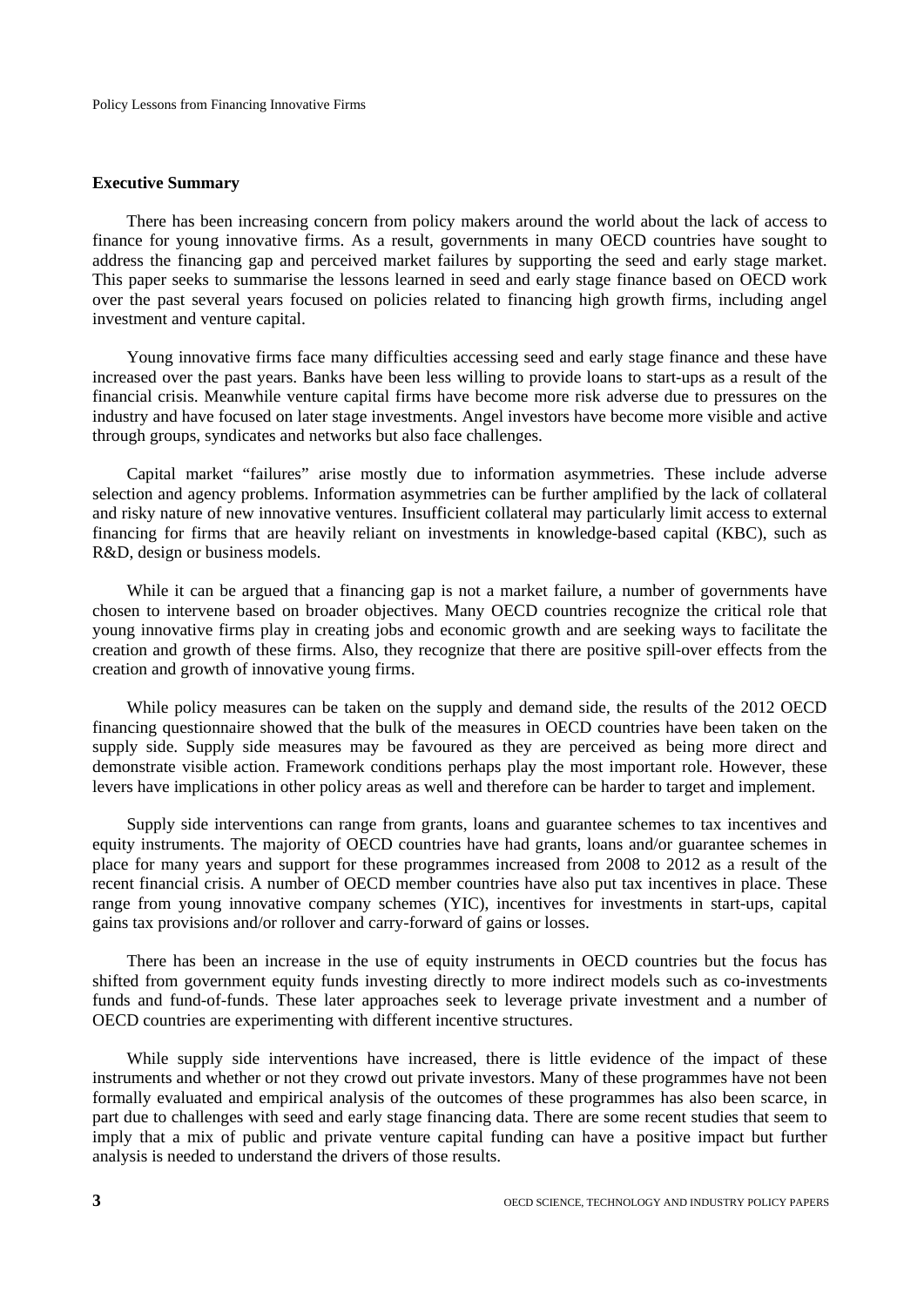## Executive Summary

There has been increasing concern from policy makers around the world about the lack of access to finance for young innovative firms. As a result, governments in many OECD countries have sought to address the financing gap and perceived market failures by supporting the seed and early stage market. This paper seeks to summarise the lessons learned in seed and early stage finance based on OECD work over the past several years focused on policies related to financing high growth firms, including angel investment and venture capital.

Young innovative firms face many difficulties accessing seed and early stage finance and these have increased over the past years. Banks have been less willing to provide loans to start-ups as a result of the financial crisis. Meanwhile venture capital firms have become more risk adverse due to pressures on the industry and have focused on later stage investments. Angel investors have become more visible and active through groups, syndicates and networks but also face challenges.

Capital market "failures" arise mostly due to information asymmetries. These include adverse selection and agency problems. Information asymmetries can be further amplified by the lack of collateral and risky nature of new innovative ventures. Insufficient collateral may particularly limit access to external financing for firms that are heavily reliant on investments in knowledge-based capital (KBC), such as R&D, design or business models.

While it can be argued that a financing gap is not a market failure, a number of governments have chosen to intervene based on broader objectives. Many OECD countries recognize the critical role that young innovative firms play in creating jobs and economic growth and are seeking ways to facilitate the creation and growth of these firms. Also, they recognize that there are positive spill-over effects from the creation and growth of innovative young firms.

While policy measures can be taken on the supply and demand side, the results of the 2012 OECD financing questionnaire showed that the bulk of the measures in OECD countries have been taken on the supply side. Supply side measures may be favoured as they are perceived as being more direct and demonstrate visible action. Framework conditions perhaps play the most important role. However, these levers have implications in other policy areas as well and therefore can be harder to target and implement.

Supply side interventions can range from grants, loans and guarantee schemes to tax incentives and equity instruments. The majority of OECD countries have had grants, loans and/or guarantee schemes in place for many years and support for these programmes increased from 2008 to 2012 as a result of the recent financial crisis. A number of OECD member countries have also put tax incentives in place. These range from young innovative company schemes (YIC), incentives for investments in start-ups, capital gains tax provisions and/or rollover and carry-forward of gains or losses.

There has been an increase in the use of equity instruments in OECD countries but the focus has shifted from government equity funds investing directly to more indirect models such as co-investments funds and fund-of-funds. These later approaches seek to leverage private investment and a number of OECD countries are experimenting with different incentive structures.

While supply side interventions have increased, there is little evidence of the impact of these instruments and whether or not they crowd out private investors. Many of these programmes have not been formally evaluated and empirical analysis of the outcomes of these programmes has also been scarce, in part due to challenges with seed and early stage financing data. There are some recent studies that seem to imply that a mix of public and private venture capital funding can have a positive impact but further analysis is needed to understand the drivers of those results.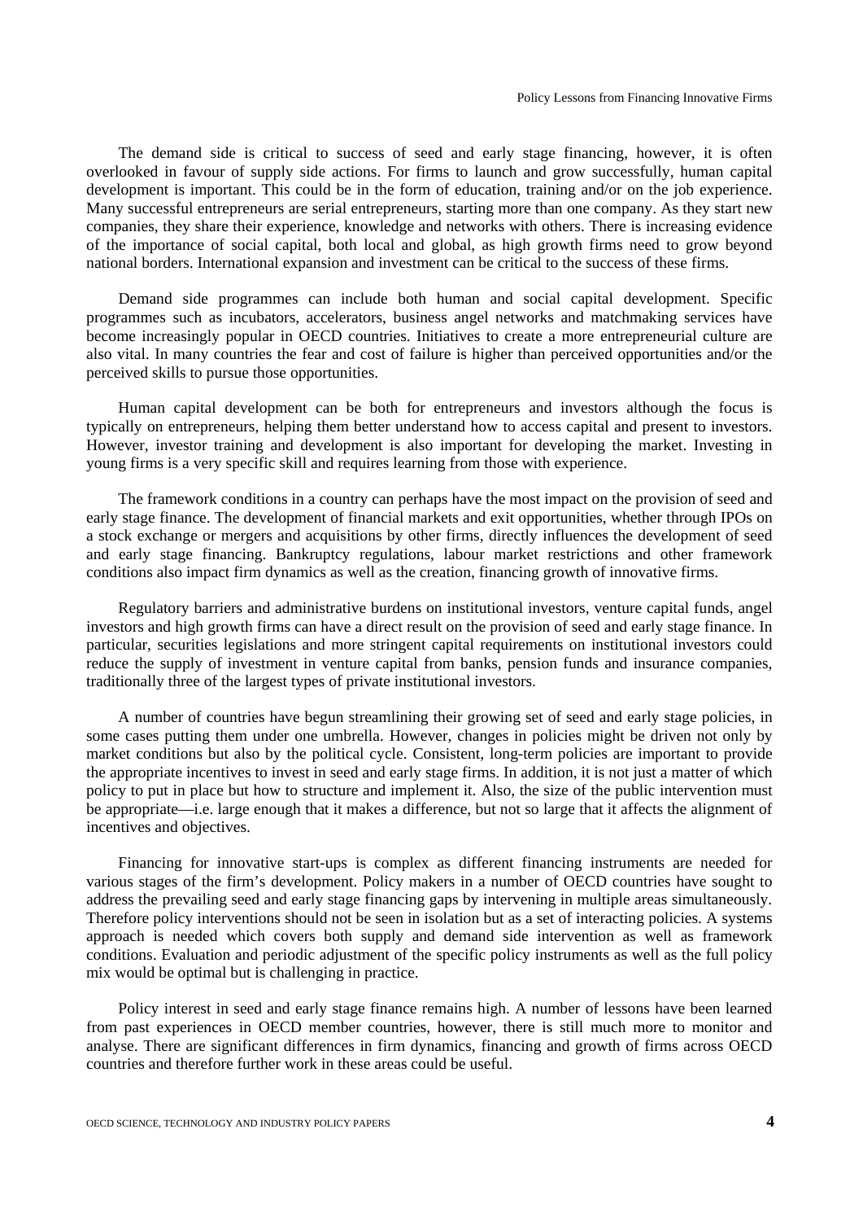The demand side is critical to success of seed and early stage financing, however, it is often overlooked in favour of supply side actions. For firms to launch and grow successfully, human capital development is important. This could be in the form of education, training and/or on the job experience. Many successful entrepreneurs are serial entrepreneurs, starting more than one company. As they start new companies, they share their experience, knowledge and networks with others. There is increasing evidence of the importance of social capital, both local and global, as high growth firms need to grow beyond national borders. International expansion and investment can be critical to the success of these firms.

Demand side programmes can include both human and social capital development. Specific programmes such as incubators, accelerators, business angel networks and matchmaking services have become increasingly popular in OECD countries. Initiatives to create a more entrepreneurial culture are also vital. In many countries the fear and cost of failure is higher than perceived opportunities and/or the perceived skills to pursue those opportunities.

Human capital development can be both for entrepreneurs and investors although the focus is typically on entrepreneurs, helping them better understand how to access capital and present to investors. However, investor training and development is also important for developing the market. Investing in young firms is a very specific skill and requires learning from those with experience.

The framework conditions in a country can perhaps have the most impact on the provision of seed and early stage finance. The development of financial markets and exit opportunities, whether through IPOs on a stock exchange or mergers and acquisitions by other firms, directly influences the development of seed and early stage financing. Bankruptcy regulations, labour market restrictions and other framework conditions also impact firm dynamics as well as the creation, financing growth of innovative firms.

Regulatory barriers and administrative burdens on institutional investors, venture capital funds, angel investors and high growth firms can have a direct result on the provision of seed and early stage finance. In particular, securities legislations and more stringent capital requirements on institutional investors could reduce the supply of investment in venture capital from banks, pension funds and insurance companies, traditionally three of the largest types of private institutional investors.

A number of countries have begun streamlining their growing set of seed and early stage policies, in some cases putting them under one umbrella. However, changes in policies might be driven not only by market conditions but also by the political cycle. Consistent, long-term policies are important to provide the appropriate incentives to invest in seed and early stage firms. In addition, it is not just a matter of which policy to put in place but how to structure and implement it. Also, the size of the public intervention must be appropriate—i.e. large enough that it makes a difference, but not so large that it affects the alignment of incentives and objectives.

Financing for innovative start-ups is complex as different financing instruments are needed for various stages of the firm's development. Policy makers in a number of OECD countries have sought to address the prevailing seed and early stage financing gaps by intervening in multiple areas simultaneously. Therefore policy interventions should not be seen in isolation but as a set of interacting policies. A systems approach is needed which covers both supply and demand side intervention as well as framework conditions. Evaluation and periodic adjustment of the specific policy instruments as well as the full policy mix would be optimal but is challenging in practice.

Policy interest in seed and early stage finance remains high. A number of lessons have been learned from past experiences in OECD member countries, however, there is still much more to monitor and analyse. There are significant differences in firm dynamics, financing and growth of firms across OECD countries and therefore further work in these areas could be useful.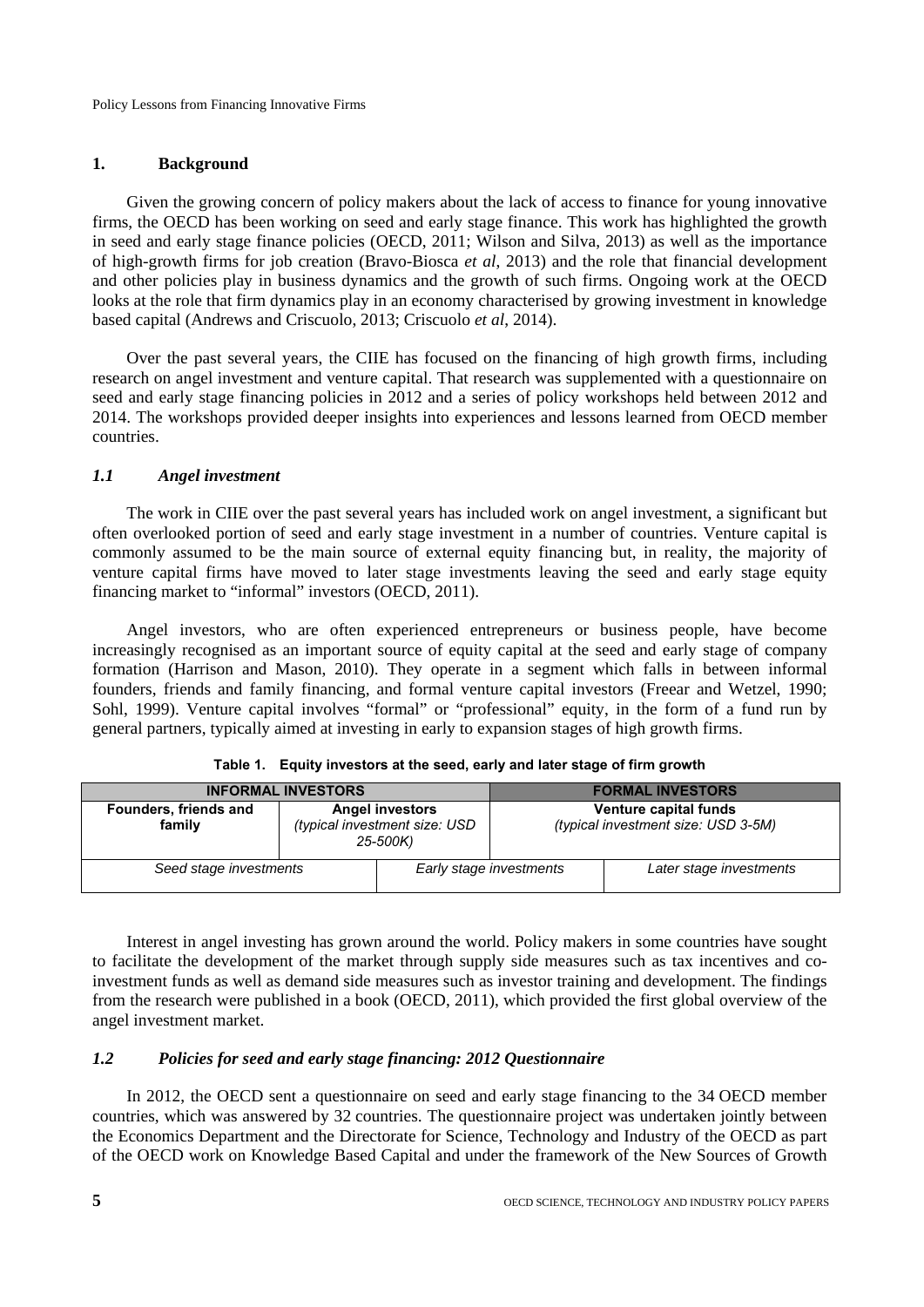## 1. Background

Given the growing concern of policy makers about the lack of access to finance for young innovative firms, the OECD has been working on seed and early stage finance. This work has highlighted the growth in seed and early stage finance policies (OECD, 2011; Wilson and Silva, 2013) as well as the importance of high-growth firms for job creation (Bravo-Biosca *et al*, 2013) and the role that financial development and other policies play in business dynamics and the growth of such firms. Ongoing work at the OECD looks at the role that firm dynamics play in an economy characterised by growing investment in knowledge based capital (Andrews and Criscuolo, 2013; Criscuolo *et al*, 2014).

Over the past several years, the CIIE has focused on the financing of high growth firms, including research on angel investment and venture capital. That research was supplemented with a questionnaire on seed and early stage financing policies in 2012 and a series of policy workshops held between 2012 and 2014. The workshops provided deeper insights into experiences and lessons learned from OECD member countries.

### *1.1 Angel investment*

The work in CIIE over the past several years has included work on angel investment, a significant but often overlooked portion of seed and early stage investment in a number of countries. Venture capital is commonly assumed to be the main source of external equity financing but, in reality, the majority of venture capital firms have moved to later stage investments leaving the seed and early stage equity financing market to "informal" investors (OECD, 2011).

Angel investors, who are often experienced entrepreneurs or business people, have become increasingly recognised as an important source of equity capital at the seed and early stage of company formation (Harrison and Mason, 2010). They operate in a segment which falls in between informal founders, friends and family financing, and formal venture capital investors (Freear and Wetzel, 1990; Sohl, 1999). Venture capital involves "formal" or "professional" equity, in the form of a fund run by general partners, typically aimed at investing in early to expansion stages of high growth firms.

**Table 1. Equity investors at the seed, early and later stage of firm growth**

| INFORMAL INVESTORS | | FORMAL INVESTORS |
|---|---|---|
| **Founders, friends and family** | **Angel investors** *(typical investment size: USD 25-500K)* | **Venture capital funds** *(typical investment size: USD 3-5M)* |
| *Seed stage investments* | *Early stage investments* | *Later stage investments* |

Interest in angel investing has grown around the world. Policy makers in some countries have sought to facilitate the development of the market through supply side measures such as tax incentives and co-investment funds as well as demand side measures such as investor training and development. The findings from the research were published in a book (OECD, 2011), which provided the first global overview of the angel investment market.

### *1.2 Policies for seed and early stage financing: 2012 Questionnaire*

In 2012, the OECD sent a questionnaire on seed and early stage financing to the 34 OECD member countries, which was answered by 32 countries. The questionnaire project was undertaken jointly between the Economics Department and the Directorate for Science, Technology and Industry of the OECD as part of the OECD work on Knowledge Based Capital and under the framework of the New Sources of Growth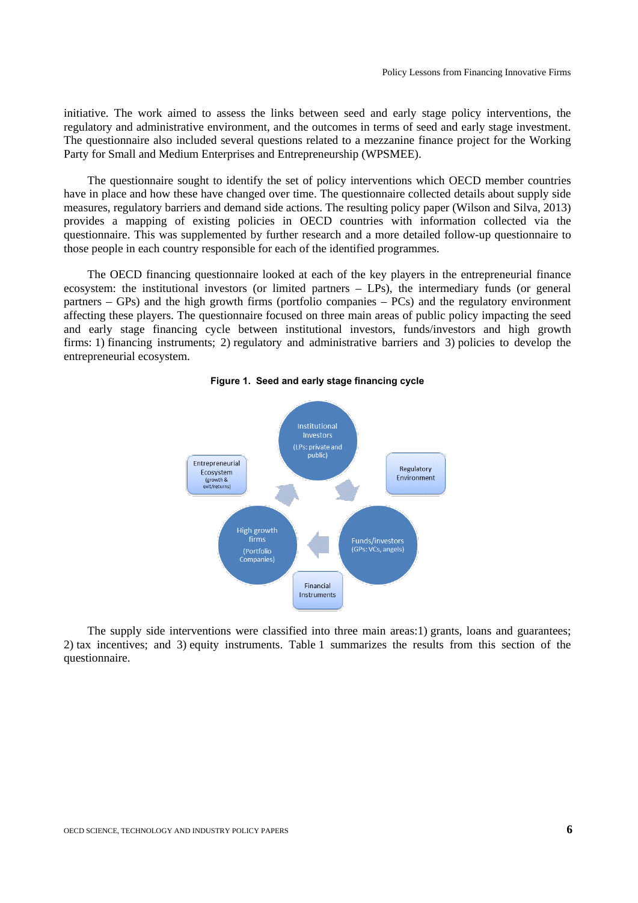initiative. The work aimed to assess the links between seed and early stage policy interventions, the regulatory and administrative environment, and the outcomes in terms of seed and early stage investment. The questionnaire also included several questions related to a mezzanine finance project for the Working Party for Small and Medium Enterprises and Entrepreneurship (WPSMEE).

The questionnaire sought to identify the set of policy interventions which OECD member countries have in place and how these have changed over time. The questionnaire collected details about supply side measures, regulatory barriers and demand side actions. The resulting policy paper (Wilson and Silva, 2013) provides a mapping of existing policies in OECD countries with information collected via the questionnaire. This was supplemented by further research and a more detailed follow-up questionnaire to those people in each country responsible for each of the identified programmes.

The OECD financing questionnaire looked at each of the key players in the entrepreneurial finance ecosystem: the institutional investors (or limited partners – LPs), the intermediary funds (or general partners – GPs) and the high growth firms (portfolio companies – PCs) and the regulatory environment affecting these players. The questionnaire focused on three main areas of public policy impacting the seed and early stage financing cycle between institutional investors, funds/investors and high growth firms: 1) financing instruments; 2) regulatory and administrative barriers and 3) policies to develop the entrepreneurial ecosystem.

**Figure 1. Seed and early stage financing cycle**

Institutional Investors (LPs: private and public)

Regulatory Environment

Funds/investors (GPs: VCs, angels)

Financial Instruments

High growth firms (Portfolio Companies)

Entrepreneurial Ecosystem (growth & exit/returns)

The supply side interventions were classified into three main areas:1) grants, loans and guarantees; 2) tax incentives; and 3) equity instruments. Table 1 summarizes the results from this section of the questionnaire.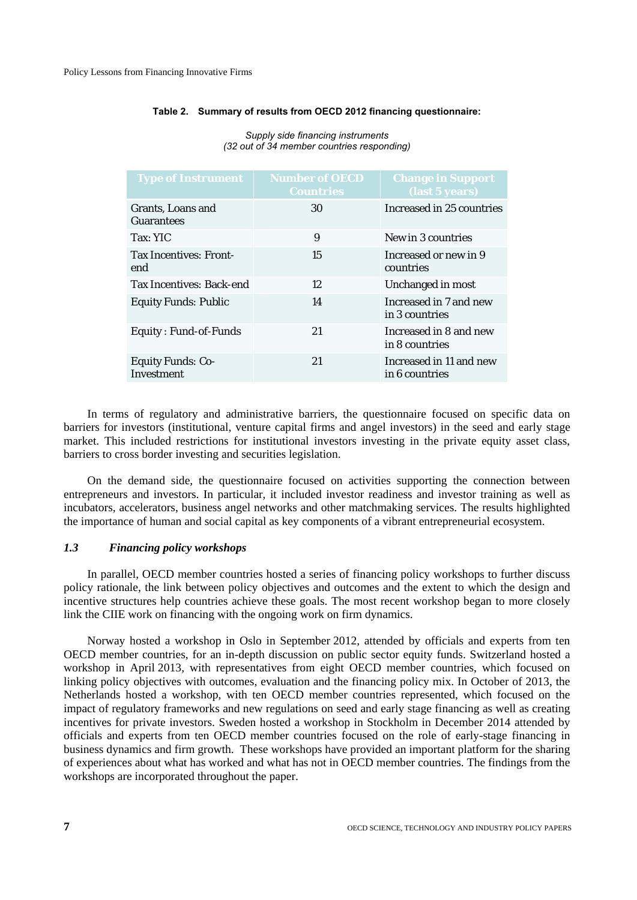**Table 2. Summary of results from OECD 2012 financing questionnaire:**

*Supply side financing instruments*
*(32 out of 34 member countries responding)*

| Type of Instrument | Number of OECD Countries | Change in Support (last 5 years) |
|---|---|---|
| Grants, Loans and Guarantees | 30 | Increased in 25 countries |
| Tax: YIC | 9 | New in 3 countries |
| Tax Incentives: Front-end | 15 | Increased or new in 9 countries |
| Tax Incentives: Back-end | 12 | Unchanged in most |
| Equity Funds: Public | 14 | Increased in 7 and new in 3 countries |
| Equity : Fund-of-Funds | 21 | Increased in 8 and new in 8 countries |
| Equity Funds: Co-Investment | 21 | Increased in 11 and new in 6 countries |

In terms of regulatory and administrative barriers, the questionnaire focused on specific data on barriers for investors (institutional, venture capital firms and angel investors) in the seed and early stage market. This included restrictions for institutional investors investing in the private equity asset class, barriers to cross border investing and securities legislation.

On the demand side, the questionnaire focused on activities supporting the connection between entrepreneurs and investors. In particular, it included investor readiness and investor training as well as incubators, accelerators, business angel networks and other matchmaking services. The results highlighted the importance of human and social capital as key components of a vibrant entrepreneurial ecosystem.

### *1.3 Financing policy workshops*

In parallel, OECD member countries hosted a series of financing policy workshops to further discuss policy rationale, the link between policy objectives and outcomes and the extent to which the design and incentive structures help countries achieve these goals. The most recent workshop began to more closely link the CIIE work on financing with the ongoing work on firm dynamics.

Norway hosted a workshop in Oslo in September 2012, attended by officials and experts from ten OECD member countries, for an in-depth discussion on public sector equity funds. Switzerland hosted a workshop in April 2013, with representatives from eight OECD member countries, which focused on linking policy objectives with outcomes, evaluation and the financing policy mix. In October of 2013, the Netherlands hosted a workshop, with ten OECD member countries represented, which focused on the impact of regulatory frameworks and new regulations on seed and early stage financing as well as creating incentives for private investors. Sweden hosted a workshop in Stockholm in December 2014 attended by officials and experts from ten OECD member countries focused on the role of early-stage financing in business dynamics and firm growth. These workshops have provided an important platform for the sharing of experiences about what has worked and what has not in OECD member countries. The findings from the workshops are incorporated throughout the paper.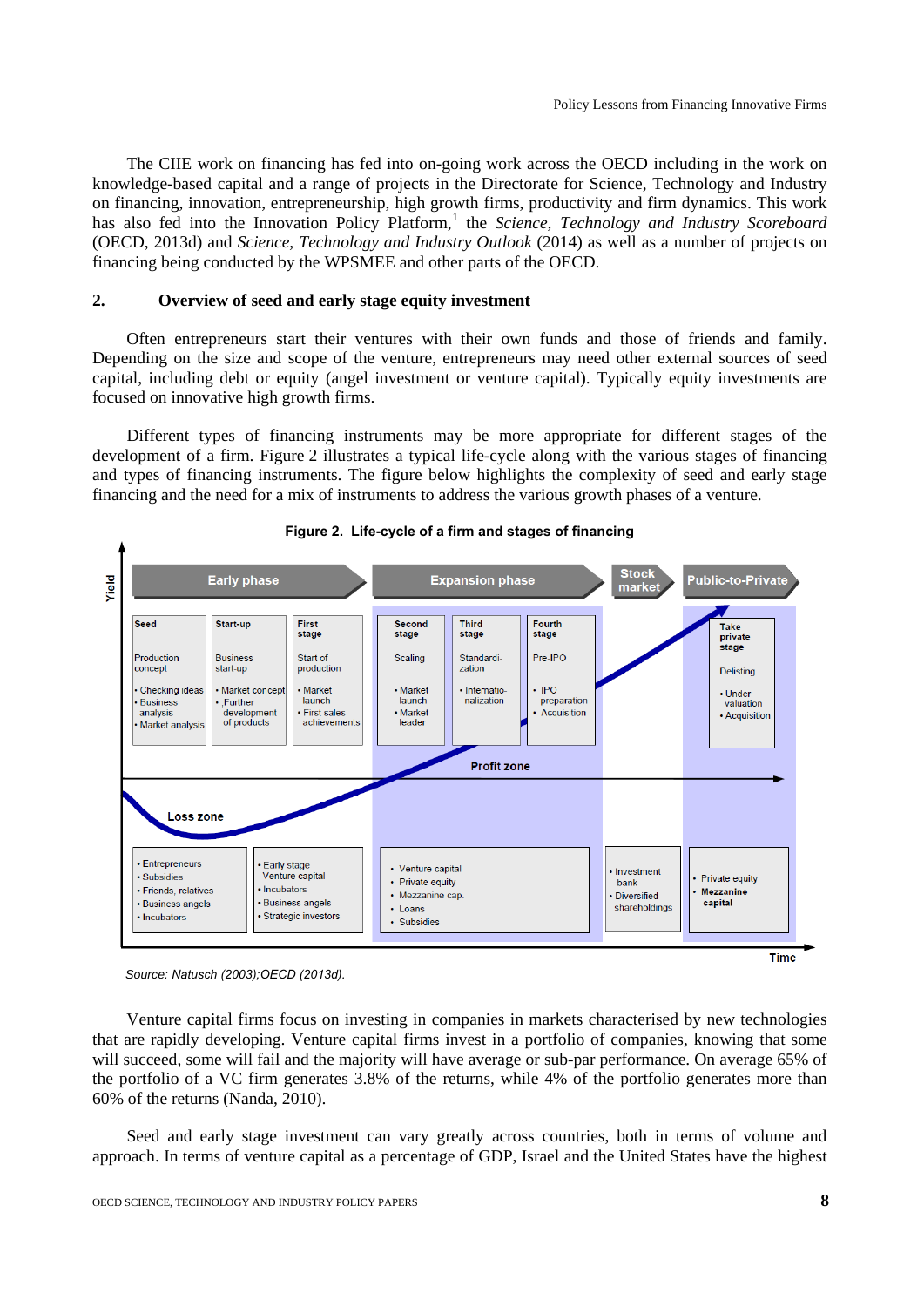The CIIE work on financing has fed into on-going work across the OECD including in the work on knowledge-based capital and a range of projects in the Directorate for Science, Technology and Industry on financing, innovation, entrepreneurship, high growth firms, productivity and firm dynamics. This work has also fed into the Innovation Policy Platform,[1] the *Science, Technology and Industry Scoreboard* (OECD, 2013d) and *Science, Technology and Industry Outlook* (2014) as well as a number of projects on financing being conducted by the WPSMEE and other parts of the OECD.

## 2. Overview of seed and early stage equity investment

Often entrepreneurs start their ventures with their own funds and those of friends and family. Depending on the size and scope of the venture, entrepreneurs may need other external sources of seed capital, including debt or equity (angel investment or venture capital). Typically equity investments are focused on innovative high growth firms.

Different types of financing instruments may be more appropriate for different stages of the development of a firm. Figure 2 illustrates a typical life-cycle along with the various stages of financing and types of financing instruments. The figure below highlights the complexity of seed and early stage financing and the need for a mix of instruments to address the various growth phases of a venture.

**Figure 2. Life-cycle of a firm and stages of financing**

*Source: Natusch (2003);OECD (2013d).*

Venture capital firms focus on investing in companies in markets characterised by new technologies that are rapidly developing. Venture capital firms invest in a portfolio of companies, knowing that some will succeed, some will fail and the majority will have average or sub-par performance. On average 65% of the portfolio of a VC firm generates 3.8% of the returns, while 4% of the portfolio generates more than 60% of the returns (Nanda, 2010).

Seed and early stage investment can vary greatly across countries, both in terms of volume and approach. In terms of venture capital as a percentage of GDP, Israel and the United States have the highest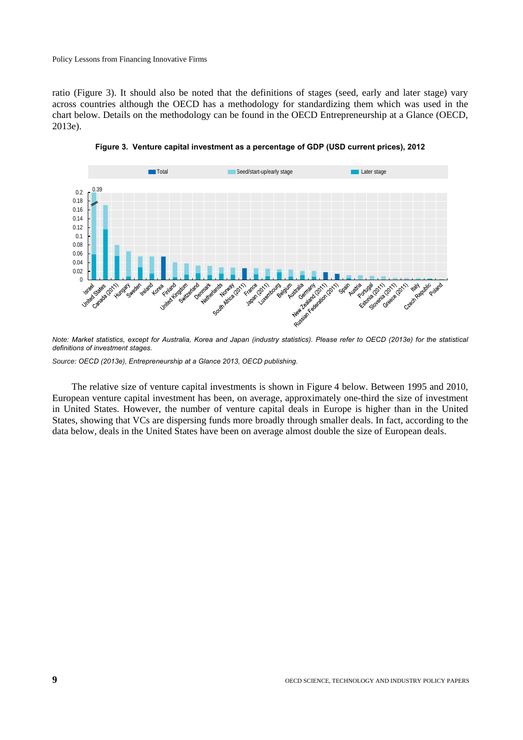ratio (Figure 3). It should also be noted that the definitions of stages (seed, early and later stage) vary across countries although the OECD has a methodology for standardizing them which was used in the chart below. Details on the methodology can be found in the OECD Entrepreneurship at a Glance (OECD, 2013e).

**Figure 3. Venture capital investment as a percentage of GDP (USD current prices), 2012**

*Note: Market statistics, except for Australia, Korea and Japan (industry statistics). Please refer to OECD (2013e) for the statistical definitions of investment stages.*

*Source: OECD (2013e), Entrepreneurship at a Glance 2013, OECD publishing.*

The relative size of venture capital investments is shown in Figure 4 below. Between 1995 and 2010, European venture capital investment has been, on average, approximately one-third the size of investment in United States. However, the number of venture capital deals in Europe is higher than in the United States, showing that VCs are dispersing funds more broadly through smaller deals. In fact, according to the data below, deals in the United States have been on average almost double the size of European deals.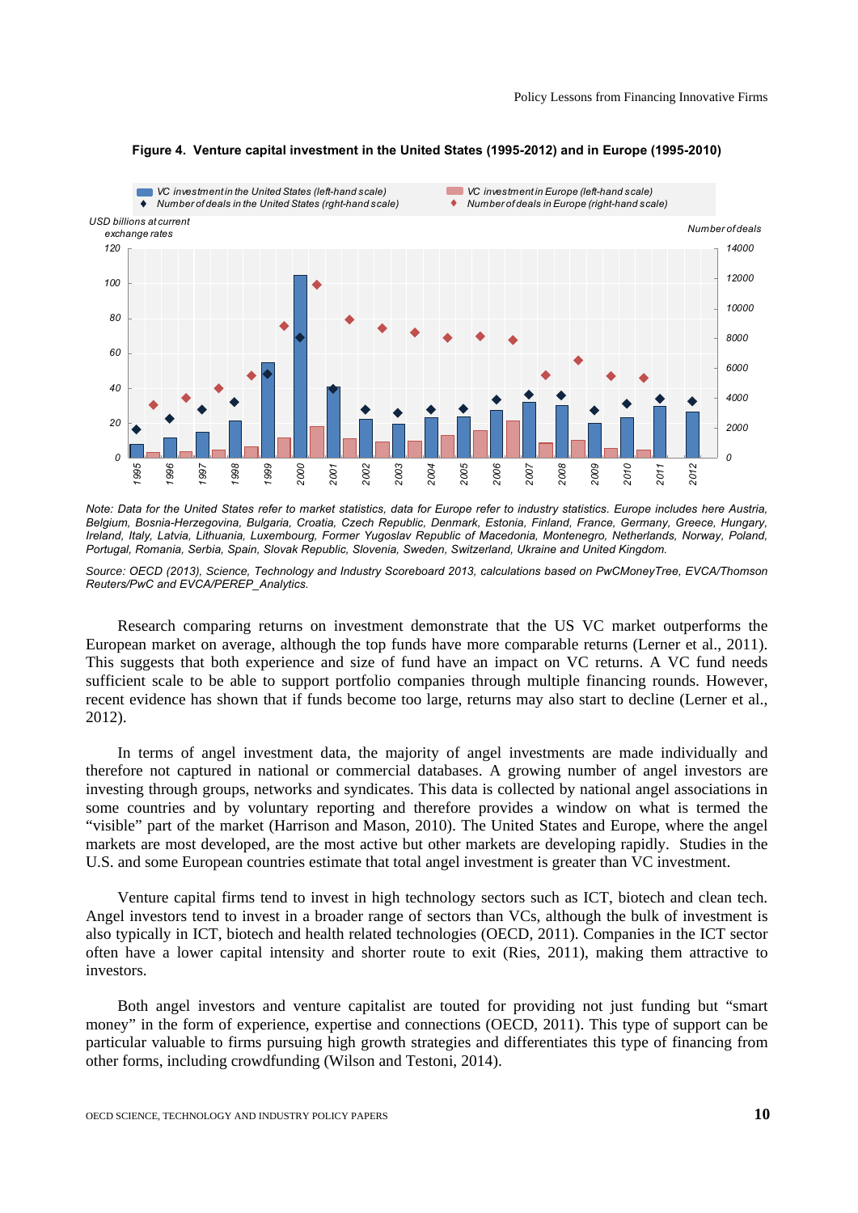**Figure 4. Venture capital investment in the United States (1995-2012) and in Europe (1995-2010)**

*Note: Data for the United States refer to market statistics, data for Europe refer to industry statistics. Europe includes here Austria, Belgium, Bosnia-Herzegovina, Bulgaria, Croatia, Czech Republic, Denmark, Estonia, Finland, France, Germany, Greece, Hungary, Ireland, Italy, Latvia, Lithuania, Luxembourg, Former Yugoslav Republic of Macedonia, Montenegro, Netherlands, Norway, Poland, Portugal, Romania, Serbia, Spain, Slovak Republic, Slovenia, Sweden, Switzerland, Ukraine and United Kingdom.*

*Source: OECD (2013), Science, Technology and Industry Scoreboard 2013, calculations based on PwCMoneyTree, EVCA/Thomson Reuters/PwC and EVCA/PEREP_Analytics.*

Research comparing returns on investment demonstrate that the US VC market outperforms the European market on average, although the top funds have more comparable returns (Lerner et al., 2011). This suggests that both experience and size of fund have an impact on VC returns. A VC fund needs sufficient scale to be able to support portfolio companies through multiple financing rounds. However, recent evidence has shown that if funds become too large, returns may also start to decline (Lerner et al., 2012).

In terms of angel investment data, the majority of angel investments are made individually and therefore not captured in national or commercial databases. A growing number of angel investors are investing through groups, networks and syndicates. This data is collected by national angel associations in some countries and by voluntary reporting and therefore provides a window on what is termed the "visible" part of the market (Harrison and Mason, 2010). The United States and Europe, where the angel markets are most developed, are the most active but other markets are developing rapidly. Studies in the U.S. and some European countries estimate that total angel investment is greater than VC investment.

Venture capital firms tend to invest in high technology sectors such as ICT, biotech and clean tech. Angel investors tend to invest in a broader range of sectors than VCs, although the bulk of investment is also typically in ICT, biotech and health related technologies (OECD, 2011). Companies in the ICT sector often have a lower capital intensity and shorter route to exit (Ries, 2011), making them attractive to investors.

Both angel investors and venture capitalist are touted for providing not just funding but "smart money" in the form of experience, expertise and connections (OECD, 2011). This type of support can be particular valuable to firms pursuing high growth strategies and differentiates this type of financing from other forms, including crowdfunding (Wilson and Testoni, 2014).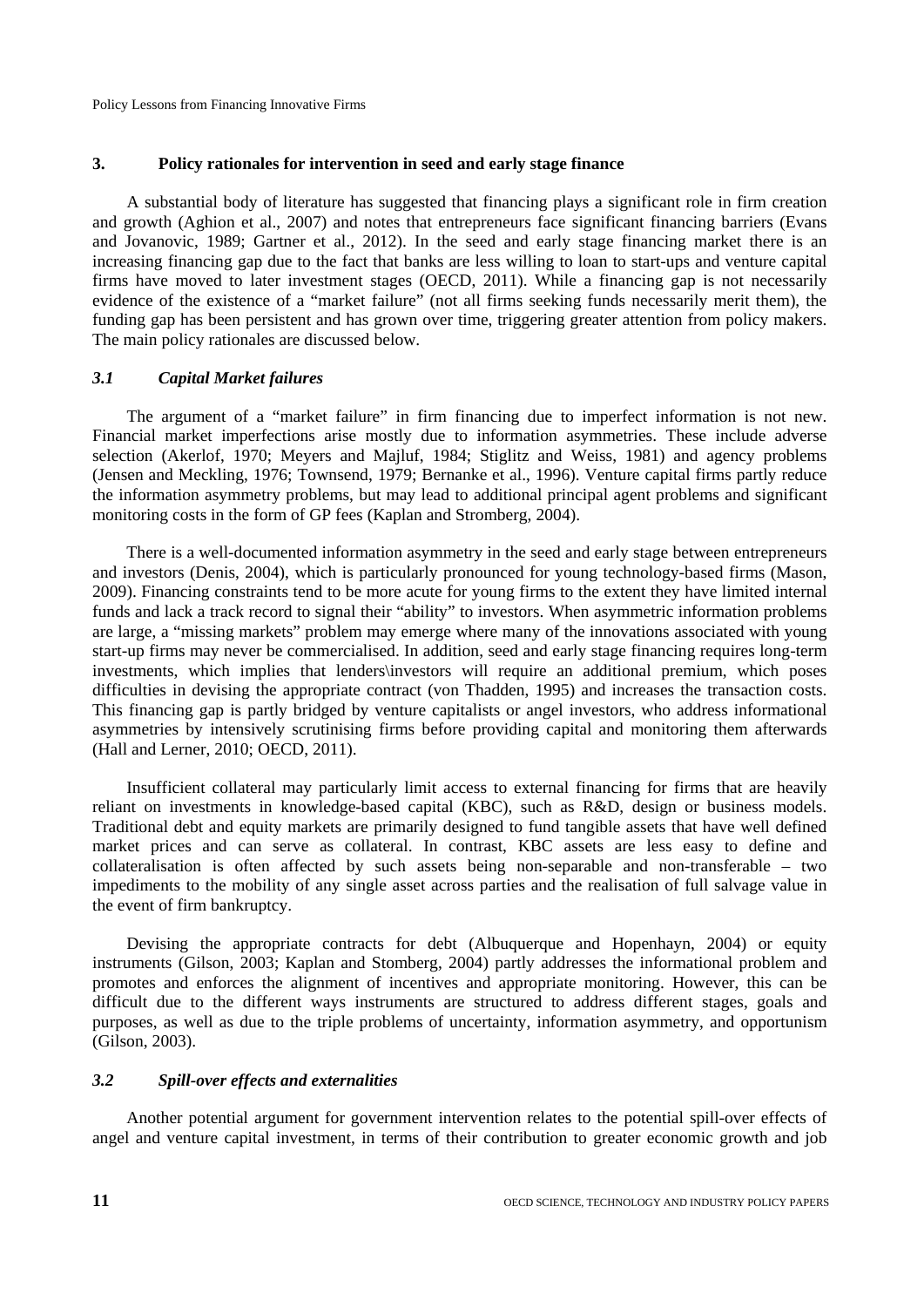## 3. Policy rationales for intervention in seed and early stage finance

A substantial body of literature has suggested that financing plays a significant role in firm creation and growth (Aghion et al., 2007) and notes that entrepreneurs face significant financing barriers (Evans and Jovanovic, 1989; Gartner et al., 2012). In the seed and early stage financing market there is an increasing financing gap due to the fact that banks are less willing to loan to start-ups and venture capital firms have moved to later investment stages (OECD, 2011). While a financing gap is not necessarily evidence of the existence of a "market failure" (not all firms seeking funds necessarily merit them), the funding gap has been persistent and has grown over time, triggering greater attention from policy makers. The main policy rationales are discussed below.

### *3.1 Capital Market failures*

The argument of a "market failure" in firm financing due to imperfect information is not new. Financial market imperfections arise mostly due to information asymmetries. These include adverse selection (Akerlof, 1970; Meyers and Majluf, 1984; Stiglitz and Weiss, 1981) and agency problems (Jensen and Meckling, 1976; Townsend, 1979; Bernanke et al., 1996). Venture capital firms partly reduce the information asymmetry problems, but may lead to additional principal agent problems and significant monitoring costs in the form of GP fees (Kaplan and Stromberg, 2004).

There is a well-documented information asymmetry in the seed and early stage between entrepreneurs and investors (Denis, 2004), which is particularly pronounced for young technology-based firms (Mason, 2009). Financing constraints tend to be more acute for young firms to the extent they have limited internal funds and lack a track record to signal their "ability" to investors. When asymmetric information problems are large, a "missing markets" problem may emerge where many of the innovations associated with young start-up firms may never be commercialised. In addition, seed and early stage financing requires long-term investments, which implies that lenders\investors will require an additional premium, which poses difficulties in devising the appropriate contract (von Thadden, 1995) and increases the transaction costs. This financing gap is partly bridged by venture capitalists or angel investors, who address informational asymmetries by intensively scrutinising firms before providing capital and monitoring them afterwards (Hall and Lerner, 2010; OECD, 2011).

Insufficient collateral may particularly limit access to external financing for firms that are heavily reliant on investments in knowledge-based capital (KBC), such as R&D, design or business models. Traditional debt and equity markets are primarily designed to fund tangible assets that have well defined market prices and can serve as collateral. In contrast, KBC assets are less easy to define and collateralisation is often affected by such assets being non-separable and non-transferable – two impediments to the mobility of any single asset across parties and the realisation of full salvage value in the event of firm bankruptcy.

Devising the appropriate contracts for debt (Albuquerque and Hopenhayn, 2004) or equity instruments (Gilson, 2003; Kaplan and Stomberg, 2004) partly addresses the informational problem and promotes and enforces the alignment of incentives and appropriate monitoring. However, this can be difficult due to the different ways instruments are structured to address different stages, goals and purposes, as well as due to the triple problems of uncertainty, information asymmetry, and opportunism (Gilson, 2003).

### *3.2 Spill-over effects and externalities*

Another potential argument for government intervention relates to the potential spill-over effects of angel and venture capital investment, in terms of their contribution to greater economic growth and job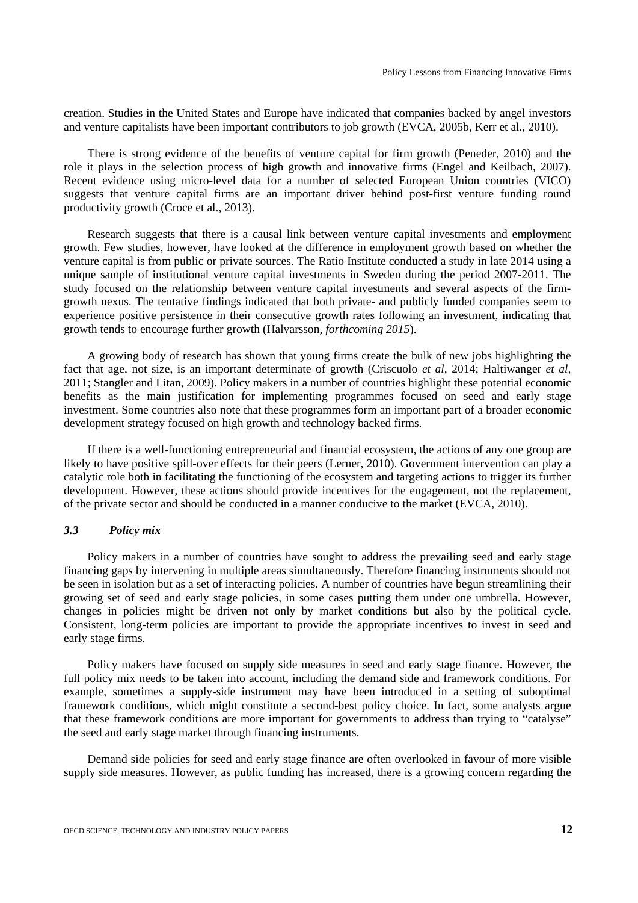creation. Studies in the United States and Europe have indicated that companies backed by angel investors and venture capitalists have been important contributors to job growth (EVCA, 2005b, Kerr et al., 2010).

There is strong evidence of the benefits of venture capital for firm growth (Peneder, 2010) and the role it plays in the selection process of high growth and innovative firms (Engel and Keilbach, 2007). Recent evidence using micro-level data for a number of selected European Union countries (VICO) suggests that venture capital firms are an important driver behind post-first venture funding round productivity growth (Croce et al., 2013).

Research suggests that there is a causal link between venture capital investments and employment growth. Few studies, however, have looked at the difference in employment growth based on whether the venture capital is from public or private sources. The Ratio Institute conducted a study in late 2014 using a unique sample of institutional venture capital investments in Sweden during the period 2007-2011. The study focused on the relationship between venture capital investments and several aspects of the firm-growth nexus. The tentative findings indicated that both private- and publicly funded companies seem to experience positive persistence in their consecutive growth rates following an investment, indicating that growth tends to encourage further growth (Halvarsson, *forthcoming 2015*).

A growing body of research has shown that young firms create the bulk of new jobs highlighting the fact that age, not size, is an important determinate of growth (Criscuolo *et al*, 2014; Haltiwanger *et al*, 2011; Stangler and Litan, 2009). Policy makers in a number of countries highlight these potential economic benefits as the main justification for implementing programmes focused on seed and early stage investment. Some countries also note that these programmes form an important part of a broader economic development strategy focused on high growth and technology backed firms.

If there is a well-functioning entrepreneurial and financial ecosystem, the actions of any one group are likely to have positive spill-over effects for their peers (Lerner, 2010). Government intervention can play a catalytic role both in facilitating the functioning of the ecosystem and targeting actions to trigger its further development. However, these actions should provide incentives for the engagement, not the replacement, of the private sector and should be conducted in a manner conducive to the market (EVCA, 2010).

### *3.3 Policy mix*

Policy makers in a number of countries have sought to address the prevailing seed and early stage financing gaps by intervening in multiple areas simultaneously. Therefore financing instruments should not be seen in isolation but as a set of interacting policies. A number of countries have begun streamlining their growing set of seed and early stage policies, in some cases putting them under one umbrella. However, changes in policies might be driven not only by market conditions but also by the political cycle. Consistent, long-term policies are important to provide the appropriate incentives to invest in seed and early stage firms.

Policy makers have focused on supply side measures in seed and early stage finance. However, the full policy mix needs to be taken into account, including the demand side and framework conditions. For example, sometimes a supply-side instrument may have been introduced in a setting of suboptimal framework conditions, which might constitute a second-best policy choice. In fact, some analysts argue that these framework conditions are more important for governments to address than trying to "catalyse" the seed and early stage market through financing instruments.

Demand side policies for seed and early stage finance are often overlooked in favour of more visible supply side measures. However, as public funding has increased, there is a growing concern regarding the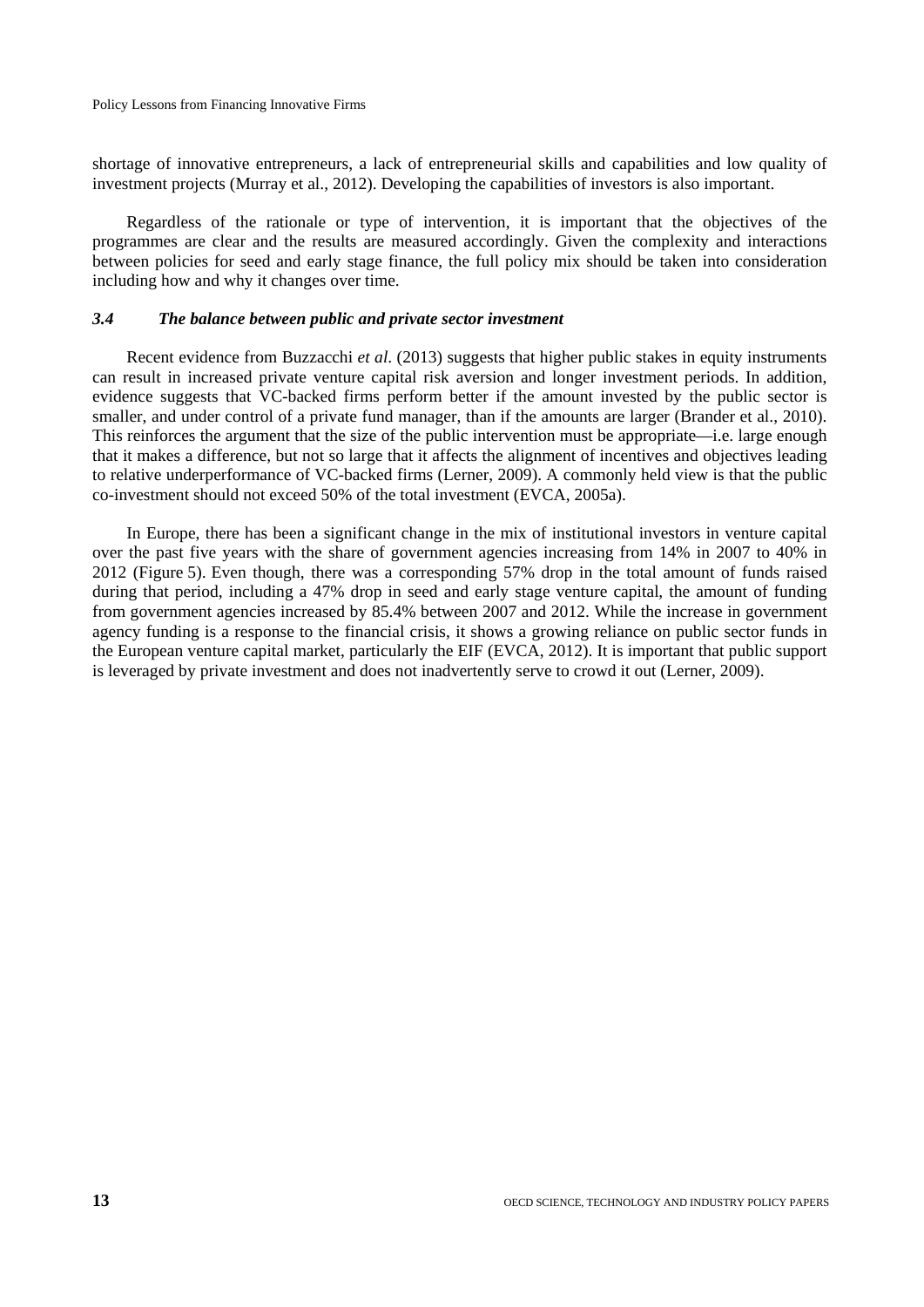shortage of innovative entrepreneurs, a lack of entrepreneurial skills and capabilities and low quality of investment projects (Murray et al., 2012). Developing the capabilities of investors is also important.

Regardless of the rationale or type of intervention, it is important that the objectives of the programmes are clear and the results are measured accordingly. Given the complexity and interactions between policies for seed and early stage finance, the full policy mix should be taken into consideration including how and why it changes over time.

### *3.4 The balance between public and private sector investment*

Recent evidence from Buzzacchi *et al*. (2013) suggests that higher public stakes in equity instruments can result in increased private venture capital risk aversion and longer investment periods. In addition, evidence suggests that VC-backed firms perform better if the amount invested by the public sector is smaller, and under control of a private fund manager, than if the amounts are larger (Brander et al., 2010). This reinforces the argument that the size of the public intervention must be appropriate—i.e. large enough that it makes a difference, but not so large that it affects the alignment of incentives and objectives leading to relative underperformance of VC-backed firms (Lerner, 2009). A commonly held view is that the public co-investment should not exceed 50% of the total investment (EVCA, 2005a).

In Europe, there has been a significant change in the mix of institutional investors in venture capital over the past five years with the share of government agencies increasing from 14% in 2007 to 40% in 2012 (Figure 5). Even though, there was a corresponding 57% drop in the total amount of funds raised during that period, including a 47% drop in seed and early stage venture capital, the amount of funding from government agencies increased by 85.4% between 2007 and 2012. While the increase in government agency funding is a response to the financial crisis, it shows a growing reliance on public sector funds in the European venture capital market, particularly the EIF (EVCA, 2012). It is important that public support is leveraged by private investment and does not inadvertently serve to crowd it out (Lerner, 2009).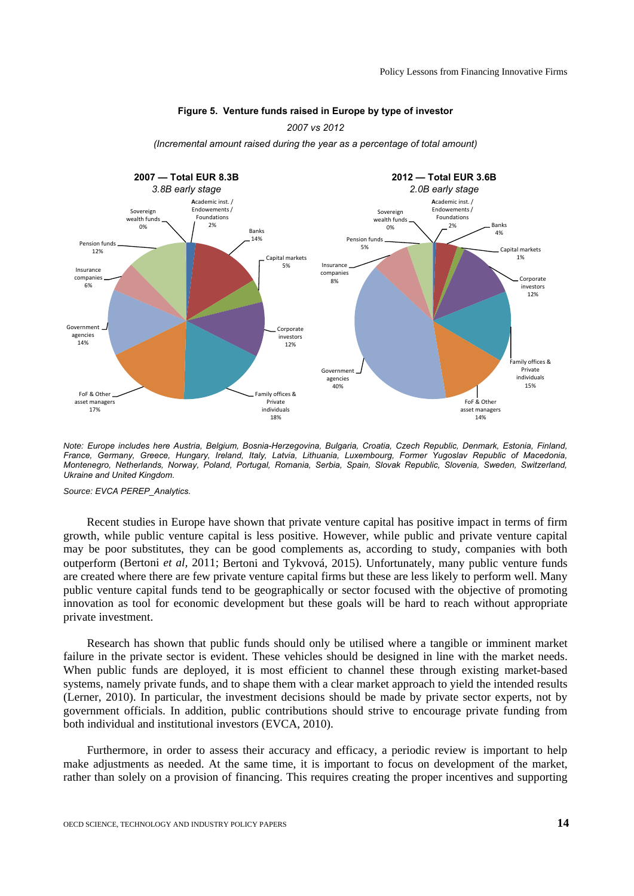**Figure 5. Venture funds raised in Europe by type of investor**

*2007 vs 2012*

*(Incremental amount raised during the year as a percentage of total amount)*

**2007 — Total EUR 8.3B**
*3.8B early stage*

Academic inst. / Endowements / Foundations 2%
Banks 14%
Capital markets 5%
Corporate investors 12%
Family offices & Private individuals 18%
FoF & Other asset managers 17%
Government agencies 14%
Insurance companies 6%
Pension funds 12%
Sovereign wealth funds 0%

**2012 — Total EUR 3.6B**
*2.0B early stage*

Academic inst. / Endowements / Foundations 2%
Banks 4%
Capital markets 1%
Corporate investors 12%
Family offices & Private individuals 15%
FoF & Other asset managers 14%
Government agencies 40%
Insurance companies 8%
Pension funds 5%
Sovereign wealth funds 0%

*Note: Europe includes here Austria, Belgium, Bosnia-Herzegovina, Bulgaria, Croatia, Czech Republic, Denmark, Estonia, Finland, France, Germany, Greece, Hungary, Ireland, Italy, Latvia, Lithuania, Luxembourg, Former Yugoslav Republic of Macedonia, Montenegro, Netherlands, Norway, Poland, Portugal, Romania, Serbia, Spain, Slovak Republic, Slovenia, Sweden, Switzerland, Ukraine and United Kingdom.*

*Source: EVCA PEREP_Analytics.*

Recent studies in Europe have shown that private venture capital has positive impact in terms of firm growth, while public venture capital is less positive. However, while public and private venture capital may be poor substitutes, they can be good complements as, according to study, companies with both outperform (Bertoni *et al*, 2011; Bertoni and Tykvová, 2015). Unfortunately, many public venture funds are created where there are few private venture capital firms but these are less likely to perform well. Many public venture capital funds tend to be geographically or sector focused with the objective of promoting innovation as tool for economic development but these goals will be hard to reach without appropriate private investment.

Research has shown that public funds should only be utilised where a tangible or imminent market failure in the private sector is evident. These vehicles should be designed in line with the market needs. When public funds are deployed, it is most efficient to channel these through existing market-based systems, namely private funds, and to shape them with a clear market approach to yield the intended results (Lerner, 2010). In particular, the investment decisions should be made by private sector experts, not by government officials. In addition, public contributions should strive to encourage private funding from both individual and institutional investors (EVCA, 2010).

Furthermore, in order to assess their accuracy and efficacy, a periodic review is important to help make adjustments as needed. At the same time, it is important to focus on development of the market, rather than solely on a provision of financing. This requires creating the proper incentives and supporting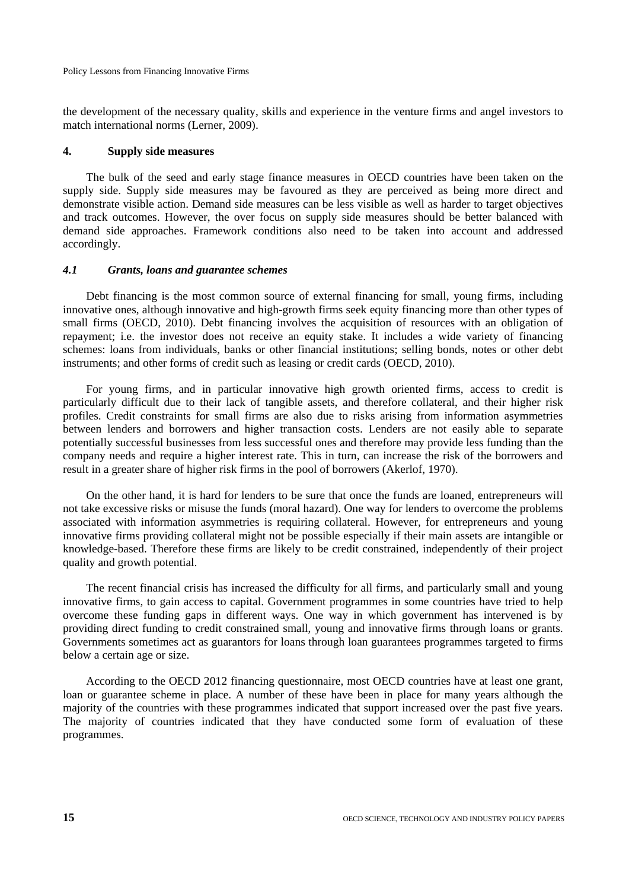the development of the necessary quality, skills and experience in the venture firms and angel investors to match international norms (Lerner, 2009).

## 4. Supply side measures

The bulk of the seed and early stage finance measures in OECD countries have been taken on the supply side. Supply side measures may be favoured as they are perceived as being more direct and demonstrate visible action. Demand side measures can be less visible as well as harder to target objectives and track outcomes. However, the over focus on supply side measures should be better balanced with demand side approaches. Framework conditions also need to be taken into account and addressed accordingly.

### *4.1 Grants, loans and guarantee schemes*

Debt financing is the most common source of external financing for small, young firms, including innovative ones, although innovative and high-growth firms seek equity financing more than other types of small firms (OECD, 2010). Debt financing involves the acquisition of resources with an obligation of repayment; i.e. the investor does not receive an equity stake. It includes a wide variety of financing schemes: loans from individuals, banks or other financial institutions; selling bonds, notes or other debt instruments; and other forms of credit such as leasing or credit cards (OECD, 2010).

For young firms, and in particular innovative high growth oriented firms, access to credit is particularly difficult due to their lack of tangible assets, and therefore collateral, and their higher risk profiles. Credit constraints for small firms are also due to risks arising from information asymmetries between lenders and borrowers and higher transaction costs. Lenders are not easily able to separate potentially successful businesses from less successful ones and therefore may provide less funding than the company needs and require a higher interest rate. This in turn, can increase the risk of the borrowers and result in a greater share of higher risk firms in the pool of borrowers (Akerlof, 1970).

On the other hand, it is hard for lenders to be sure that once the funds are loaned, entrepreneurs will not take excessive risks or misuse the funds (moral hazard). One way for lenders to overcome the problems associated with information asymmetries is requiring collateral. However, for entrepreneurs and young innovative firms providing collateral might not be possible especially if their main assets are intangible or knowledge-based. Therefore these firms are likely to be credit constrained, independently of their project quality and growth potential.

The recent financial crisis has increased the difficulty for all firms, and particularly small and young innovative firms, to gain access to capital. Government programmes in some countries have tried to help overcome these funding gaps in different ways. One way in which government has intervened is by providing direct funding to credit constrained small, young and innovative firms through loans or grants. Governments sometimes act as guarantors for loans through loan guarantees programmes targeted to firms below a certain age or size.

According to the OECD 2012 financing questionnaire, most OECD countries have at least one grant, loan or guarantee scheme in place. A number of these have been in place for many years although the majority of the countries with these programmes indicated that support increased over the past five years. The majority of countries indicated that they have conducted some form of evaluation of these programmes.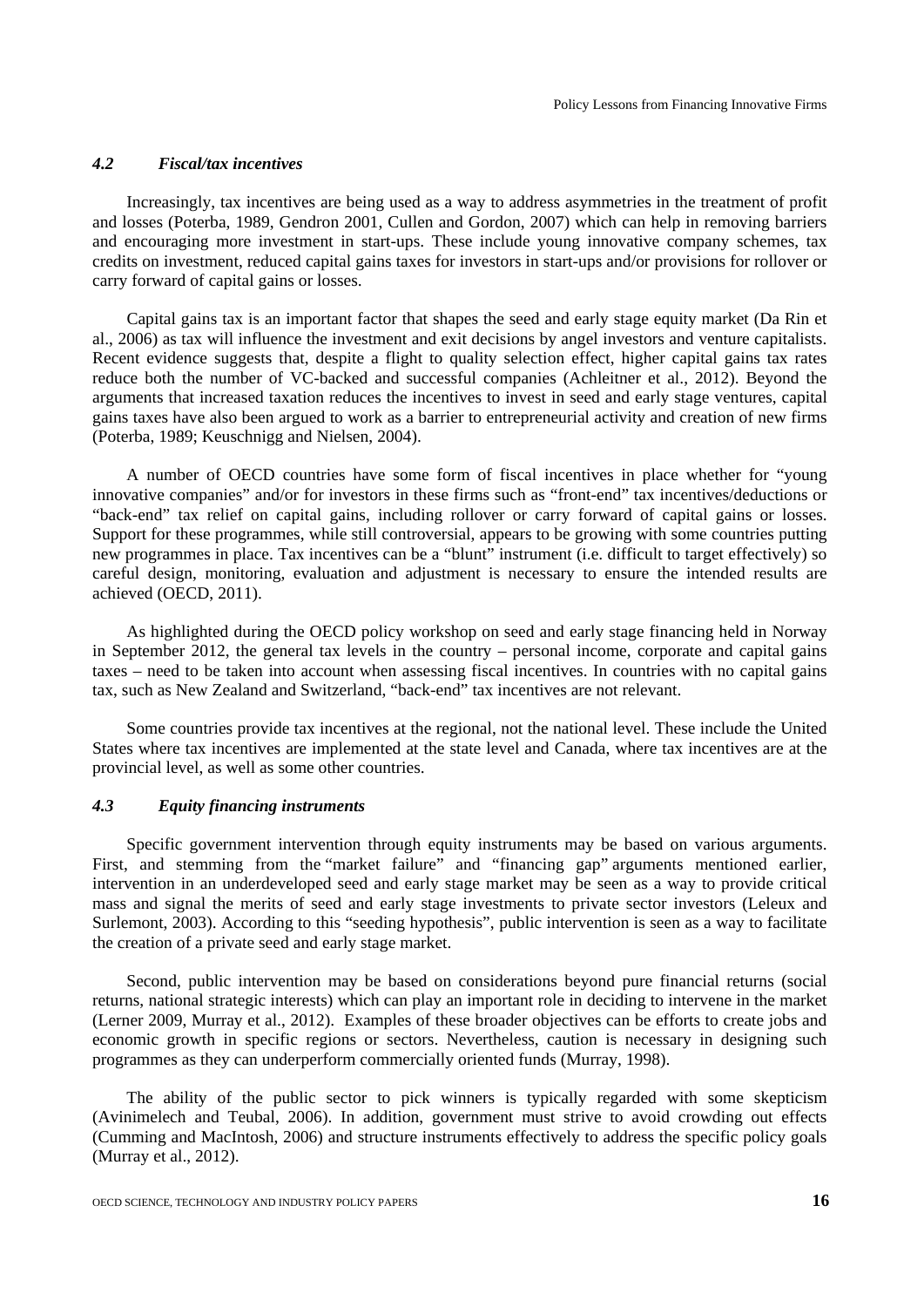### *4.2 Fiscal/tax incentives*

Increasingly, tax incentives are being used as a way to address asymmetries in the treatment of profit and losses (Poterba, 1989, Gendron 2001, Cullen and Gordon, 2007) which can help in removing barriers and encouraging more investment in start-ups. These include young innovative company schemes, tax credits on investment, reduced capital gains taxes for investors in start-ups and/or provisions for rollover or carry forward of capital gains or losses.

Capital gains tax is an important factor that shapes the seed and early stage equity market (Da Rin et al., 2006) as tax will influence the investment and exit decisions by angel investors and venture capitalists. Recent evidence suggests that, despite a flight to quality selection effect, higher capital gains tax rates reduce both the number of VC-backed and successful companies (Achleitner et al., 2012). Beyond the arguments that increased taxation reduces the incentives to invest in seed and early stage ventures, capital gains taxes have also been argued to work as a barrier to entrepreneurial activity and creation of new firms (Poterba, 1989; Keuschnigg and Nielsen, 2004).

A number of OECD countries have some form of fiscal incentives in place whether for "young innovative companies" and/or for investors in these firms such as "front-end" tax incentives/deductions or "back-end" tax relief on capital gains, including rollover or carry forward of capital gains or losses. Support for these programmes, while still controversial, appears to be growing with some countries putting new programmes in place. Tax incentives can be a "blunt" instrument (i.e. difficult to target effectively) so careful design, monitoring, evaluation and adjustment is necessary to ensure the intended results are achieved (OECD, 2011).

As highlighted during the OECD policy workshop on seed and early stage financing held in Norway in September 2012, the general tax levels in the country – personal income, corporate and capital gains taxes – need to be taken into account when assessing fiscal incentives. In countries with no capital gains tax, such as New Zealand and Switzerland, "back-end" tax incentives are not relevant.

Some countries provide tax incentives at the regional, not the national level. These include the United States where tax incentives are implemented at the state level and Canada, where tax incentives are at the provincial level, as well as some other countries.

### *4.3 Equity financing instruments*

Specific government intervention through equity instruments may be based on various arguments. First, and stemming from the "market failure" and "financing gap" arguments mentioned earlier, intervention in an underdeveloped seed and early stage market may be seen as a way to provide critical mass and signal the merits of seed and early stage investments to private sector investors (Leleux and Surlemont, 2003). According to this "seeding hypothesis", public intervention is seen as a way to facilitate the creation of a private seed and early stage market.

Second, public intervention may be based on considerations beyond pure financial returns (social returns, national strategic interests) which can play an important role in deciding to intervene in the market (Lerner 2009, Murray et al., 2012). Examples of these broader objectives can be efforts to create jobs and economic growth in specific regions or sectors. Nevertheless, caution is necessary in designing such programmes as they can underperform commercially oriented funds (Murray, 1998).

The ability of the public sector to pick winners is typically regarded with some skepticism (Avinimelech and Teubal, 2006). In addition, government must strive to avoid crowding out effects (Cumming and MacIntosh, 2006) and structure instruments effectively to address the specific policy goals (Murray et al., 2012).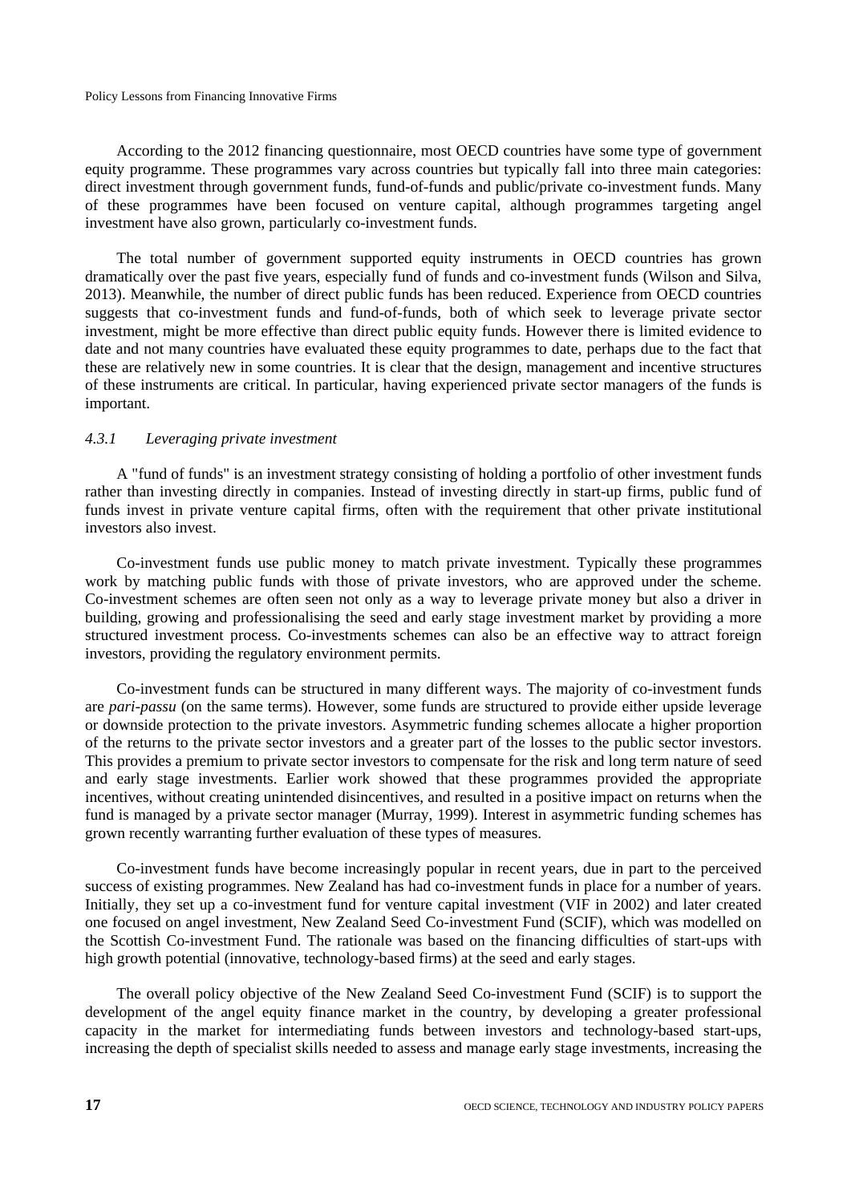According to the 2012 financing questionnaire, most OECD countries have some type of government equity programme. These programmes vary across countries but typically fall into three main categories: direct investment through government funds, fund-of-funds and public/private co-investment funds. Many of these programmes have been focused on venture capital, although programmes targeting angel investment have also grown, particularly co-investment funds.

The total number of government supported equity instruments in OECD countries has grown dramatically over the past five years, especially fund of funds and co-investment funds (Wilson and Silva, 2013). Meanwhile, the number of direct public funds has been reduced. Experience from OECD countries suggests that co-investment funds and fund-of-funds, both of which seek to leverage private sector investment, might be more effective than direct public equity funds. However there is limited evidence to date and not many countries have evaluated these equity programmes to date, perhaps due to the fact that these are relatively new in some countries. It is clear that the design, management and incentive structures of these instruments are critical. In particular, having experienced private sector managers of the funds is important.

### *4.3.1 Leveraging private investment*

A "fund of funds" is an investment strategy consisting of holding a portfolio of other investment funds rather than investing directly in companies. Instead of investing directly in start-up firms, public fund of funds invest in private venture capital firms, often with the requirement that other private institutional investors also invest.

Co-investment funds use public money to match private investment. Typically these programmes work by matching public funds with those of private investors, who are approved under the scheme. Co-investment schemes are often seen not only as a way to leverage private money but also a driver in building, growing and professionalising the seed and early stage investment market by providing a more structured investment process. Co-investments schemes can also be an effective way to attract foreign investors, providing the regulatory environment permits.

Co-investment funds can be structured in many different ways. The majority of co-investment funds are *pari-passu* (on the same terms). However, some funds are structured to provide either upside leverage or downside protection to the private investors. Asymmetric funding schemes allocate a higher proportion of the returns to the private sector investors and a greater part of the losses to the public sector investors. This provides a premium to private sector investors to compensate for the risk and long term nature of seed and early stage investments. Earlier work showed that these programmes provided the appropriate incentives, without creating unintended disincentives, and resulted in a positive impact on returns when the fund is managed by a private sector manager (Murray, 1999). Interest in asymmetric funding schemes has grown recently warranting further evaluation of these types of measures.

Co-investment funds have become increasingly popular in recent years, due in part to the perceived success of existing programmes. New Zealand has had co-investment funds in place for a number of years. Initially, they set up a co-investment fund for venture capital investment (VIF in 2002) and later created one focused on angel investment, New Zealand Seed Co-investment Fund (SCIF), which was modelled on the Scottish Co-investment Fund. The rationale was based on the financing difficulties of start-ups with high growth potential (innovative, technology-based firms) at the seed and early stages.

The overall policy objective of the New Zealand Seed Co-investment Fund (SCIF) is to support the development of the angel equity finance market in the country, by developing a greater professional capacity in the market for intermediating funds between investors and technology-based start-ups, increasing the depth of specialist skills needed to assess and manage early stage investments, increasing the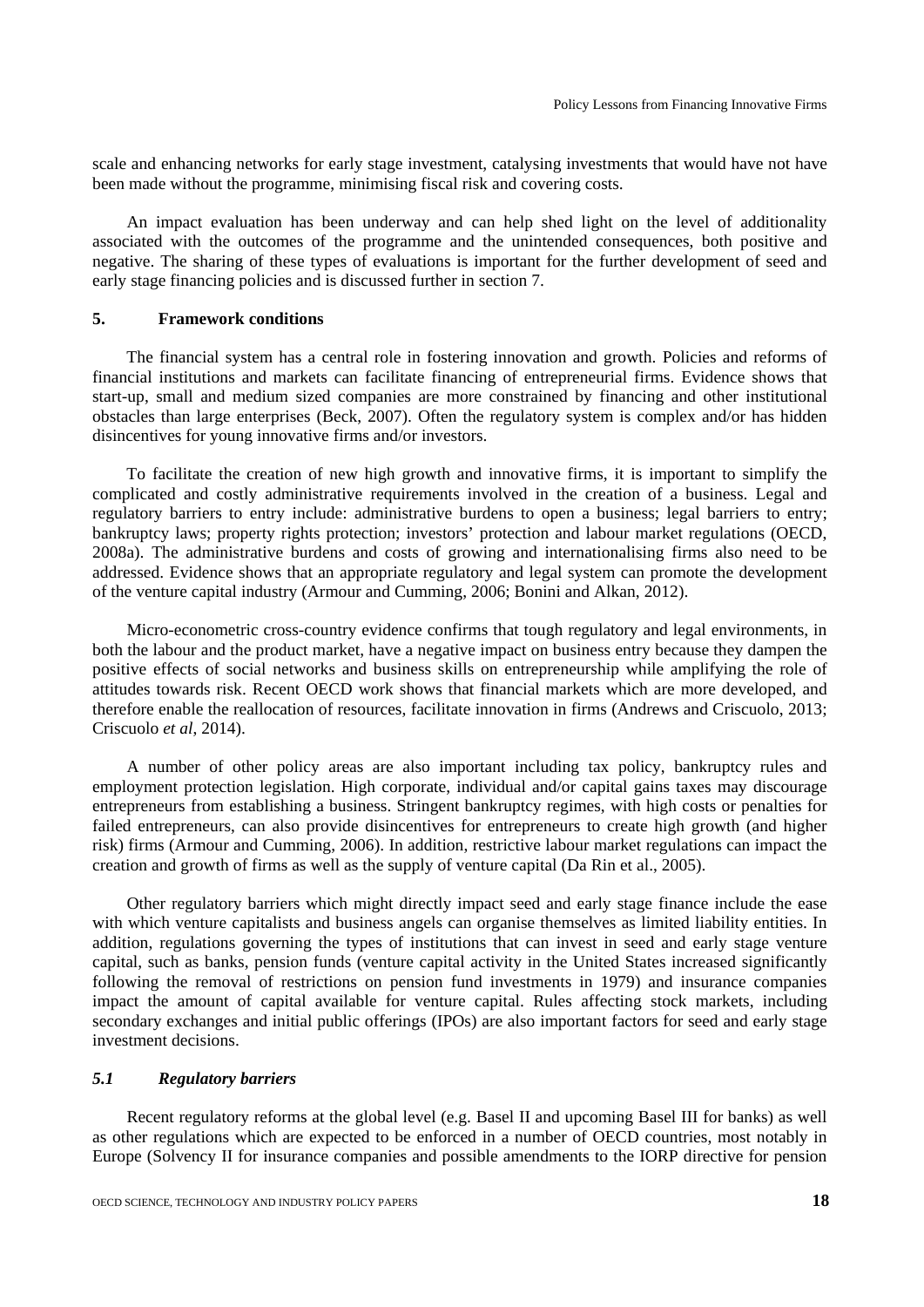scale and enhancing networks for early stage investment, catalysing investments that would have not have been made without the programme, minimising fiscal risk and covering costs.

An impact evaluation has been underway and can help shed light on the level of additionality associated with the outcomes of the programme and the unintended consequences, both positive and negative. The sharing of these types of evaluations is important for the further development of seed and early stage financing policies and is discussed further in section 7.

## 5. Framework conditions

The financial system has a central role in fostering innovation and growth. Policies and reforms of financial institutions and markets can facilitate financing of entrepreneurial firms. Evidence shows that start-up, small and medium sized companies are more constrained by financing and other institutional obstacles than large enterprises (Beck, 2007). Often the regulatory system is complex and/or has hidden disincentives for young innovative firms and/or investors.

To facilitate the creation of new high growth and innovative firms, it is important to simplify the complicated and costly administrative requirements involved in the creation of a business. Legal and regulatory barriers to entry include: administrative burdens to open a business; legal barriers to entry; bankruptcy laws; property rights protection; investors' protection and labour market regulations (OECD, 2008a). The administrative burdens and costs of growing and internationalising firms also need to be addressed. Evidence shows that an appropriate regulatory and legal system can promote the development of the venture capital industry (Armour and Cumming, 2006; Bonini and Alkan, 2012).

Micro-econometric cross-country evidence confirms that tough regulatory and legal environments, in both the labour and the product market, have a negative impact on business entry because they dampen the positive effects of social networks and business skills on entrepreneurship while amplifying the role of attitudes towards risk. Recent OECD work shows that financial markets which are more developed, and therefore enable the reallocation of resources, facilitate innovation in firms (Andrews and Criscuolo, 2013; Criscuolo *et al*, 2014).

A number of other policy areas are also important including tax policy, bankruptcy rules and employment protection legislation. High corporate, individual and/or capital gains taxes may discourage entrepreneurs from establishing a business. Stringent bankruptcy regimes, with high costs or penalties for failed entrepreneurs, can also provide disincentives for entrepreneurs to create high growth (and higher risk) firms (Armour and Cumming, 2006). In addition, restrictive labour market regulations can impact the creation and growth of firms as well as the supply of venture capital (Da Rin et al., 2005).

Other regulatory barriers which might directly impact seed and early stage finance include the ease with which venture capitalists and business angels can organise themselves as limited liability entities. In addition, regulations governing the types of institutions that can invest in seed and early stage venture capital, such as banks, pension funds (venture capital activity in the United States increased significantly following the removal of restrictions on pension fund investments in 1979) and insurance companies impact the amount of capital available for venture capital. Rules affecting stock markets, including secondary exchanges and initial public offerings (IPOs) are also important factors for seed and early stage investment decisions.

### *5.1 Regulatory barriers*

Recent regulatory reforms at the global level (e.g. Basel II and upcoming Basel III for banks) as well as other regulations which are expected to be enforced in a number of OECD countries, most notably in Europe (Solvency II for insurance companies and possible amendments to the IORP directive for pension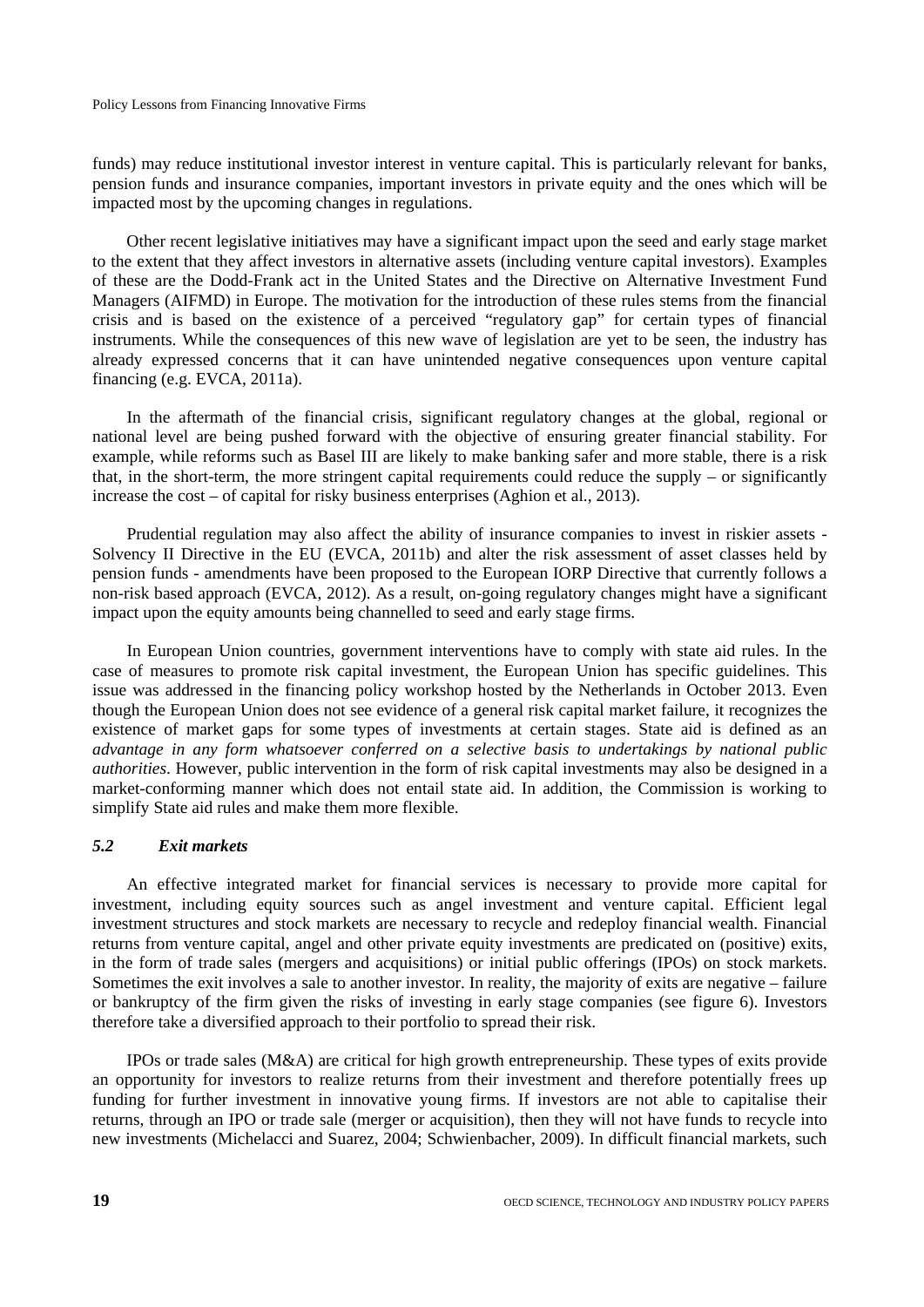funds) may reduce institutional investor interest in venture capital. This is particularly relevant for banks, pension funds and insurance companies, important investors in private equity and the ones which will be impacted most by the upcoming changes in regulations.

Other recent legislative initiatives may have a significant impact upon the seed and early stage market to the extent that they affect investors in alternative assets (including venture capital investors). Examples of these are the Dodd-Frank act in the United States and the Directive on Alternative Investment Fund Managers (AIFMD) in Europe. The motivation for the introduction of these rules stems from the financial crisis and is based on the existence of a perceived "regulatory gap" for certain types of financial instruments. While the consequences of this new wave of legislation are yet to be seen, the industry has already expressed concerns that it can have unintended negative consequences upon venture capital financing (e.g. EVCA, 2011a).

In the aftermath of the financial crisis, significant regulatory changes at the global, regional or national level are being pushed forward with the objective of ensuring greater financial stability. For example, while reforms such as Basel III are likely to make banking safer and more stable, there is a risk that, in the short-term, the more stringent capital requirements could reduce the supply – or significantly increase the cost – of capital for risky business enterprises (Aghion et al., 2013).

Prudential regulation may also affect the ability of insurance companies to invest in riskier assets - Solvency II Directive in the EU (EVCA, 2011b) and alter the risk assessment of asset classes held by pension funds - amendments have been proposed to the European IORP Directive that currently follows a non-risk based approach (EVCA, 2012). As a result, on-going regulatory changes might have a significant impact upon the equity amounts being channelled to seed and early stage firms.

In European Union countries, government interventions have to comply with state aid rules. In the case of measures to promote risk capital investment, the European Union has specific guidelines. This issue was addressed in the financing policy workshop hosted by the Netherlands in October 2013. Even though the European Union does not see evidence of a general risk capital market failure, it recognizes the existence of market gaps for some types of investments at certain stages. State aid is defined as an *advantage in any form whatsoever conferred on a selective basis to undertakings by national public authorities*. However, public intervention in the form of risk capital investments may also be designed in a market-conforming manner which does not entail state aid. In addition, the Commission is working to simplify State aid rules and make them more flexible.

### *5.2 Exit markets*

An effective integrated market for financial services is necessary to provide more capital for investment, including equity sources such as angel investment and venture capital. Efficient legal investment structures and stock markets are necessary to recycle and redeploy financial wealth. Financial returns from venture capital, angel and other private equity investments are predicated on (positive) exits, in the form of trade sales (mergers and acquisitions) or initial public offerings (IPOs) on stock markets. Sometimes the exit involves a sale to another investor. In reality, the majority of exits are negative – failure or bankruptcy of the firm given the risks of investing in early stage companies (see figure 6). Investors therefore take a diversified approach to their portfolio to spread their risk.

IPOs or trade sales (M&A) are critical for high growth entrepreneurship. These types of exits provide an opportunity for investors to realize returns from their investment and therefore potentially frees up funding for further investment in innovative young firms. If investors are not able to capitalise their returns, through an IPO or trade sale (merger or acquisition), then they will not have funds to recycle into new investments (Michelacci and Suarez, 2004; Schwienbacher, 2009). In difficult financial markets, such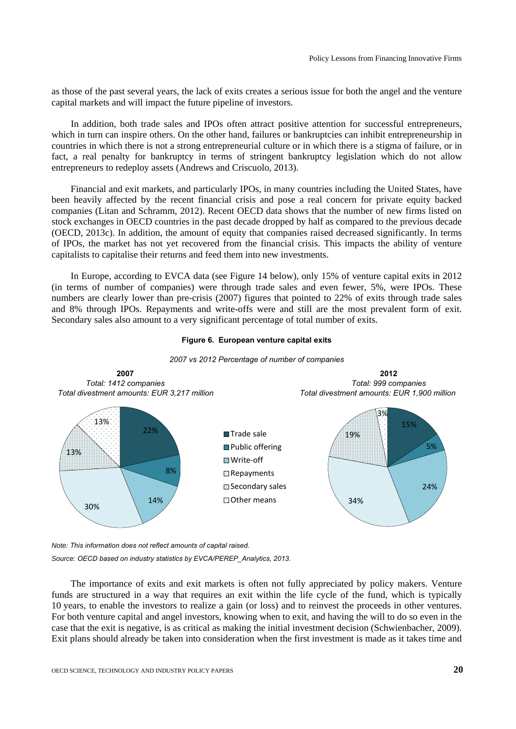as those of the past several years, the lack of exits creates a serious issue for both the angel and the venture capital markets and will impact the future pipeline of investors.

In addition, both trade sales and IPOs often attract positive attention for successful entrepreneurs, which in turn can inspire others. On the other hand, failures or bankruptcies can inhibit entrepreneurship in countries in which there is not a strong entrepreneurial culture or in which there is a stigma of failure, or in fact, a real penalty for bankruptcy in terms of stringent bankruptcy legislation which do not allow entrepreneurs to redeploy assets (Andrews and Criscuolo, 2013).

Financial and exit markets, and particularly IPOs, in many countries including the United States, have been heavily affected by the recent financial crisis and pose a real concern for private equity backed companies (Litan and Schramm, 2012). Recent OECD data shows that the number of new firms listed on stock exchanges in OECD countries in the past decade dropped by half as compared to the previous decade (OECD, 2013c). In addition, the amount of equity that companies raised decreased significantly. In terms of IPOs, the market has not yet recovered from the financial crisis. This impacts the ability of venture capitalists to capitalise their returns and feed them into new investments.

In Europe, according to EVCA data (see Figure 14 below), only 15% of venture capital exits in 2012 (in terms of number of companies) were through trade sales and even fewer, 5%, were IPOs. These numbers are clearly lower than pre-crisis (2007) figures that pointed to 22% of exits through trade sales and 8% through IPOs. Repayments and write-offs were and still are the most prevalent form of exit. Secondary sales also amount to a very significant percentage of total number of exits.

**Figure 6. European venture capital exits**

*2007 vs 2012 Percentage of number of companies*

| Exit route | 2007 (Total: 1412 companies; Total divestment amounts: EUR 3,217 million) | 2012 (Total: 999 companies; Total divestment amounts: EUR 1,900 million) |
|---|---|---|
| Trade sale | 22% | 15% |
| Public offering | 8% | 5% |
| Write-off | 14% | 24% |
| Repayments | 30% | 34% |
| Secondary sales | 13% | 19% |
| Other means | 13% | 3% |

*Note: This information does not reflect amounts of capital raised.*

*Source: OECD based on industry statistics by EVCA/PEREP_Analytics, 2013.*

The importance of exits and exit markets is often not fully appreciated by policy makers. Venture funds are structured in a way that requires an exit within the life cycle of the fund, which is typically 10 years, to enable the investors to realize a gain (or loss) and to reinvest the proceeds in other ventures. For both venture capital and angel investors, knowing when to exit, and having the will to do so even in the case that the exit is negative, is as critical as making the initial investment decision (Schwienbacher, 2009). Exit plans should already be taken into consideration when the first investment is made as it takes time and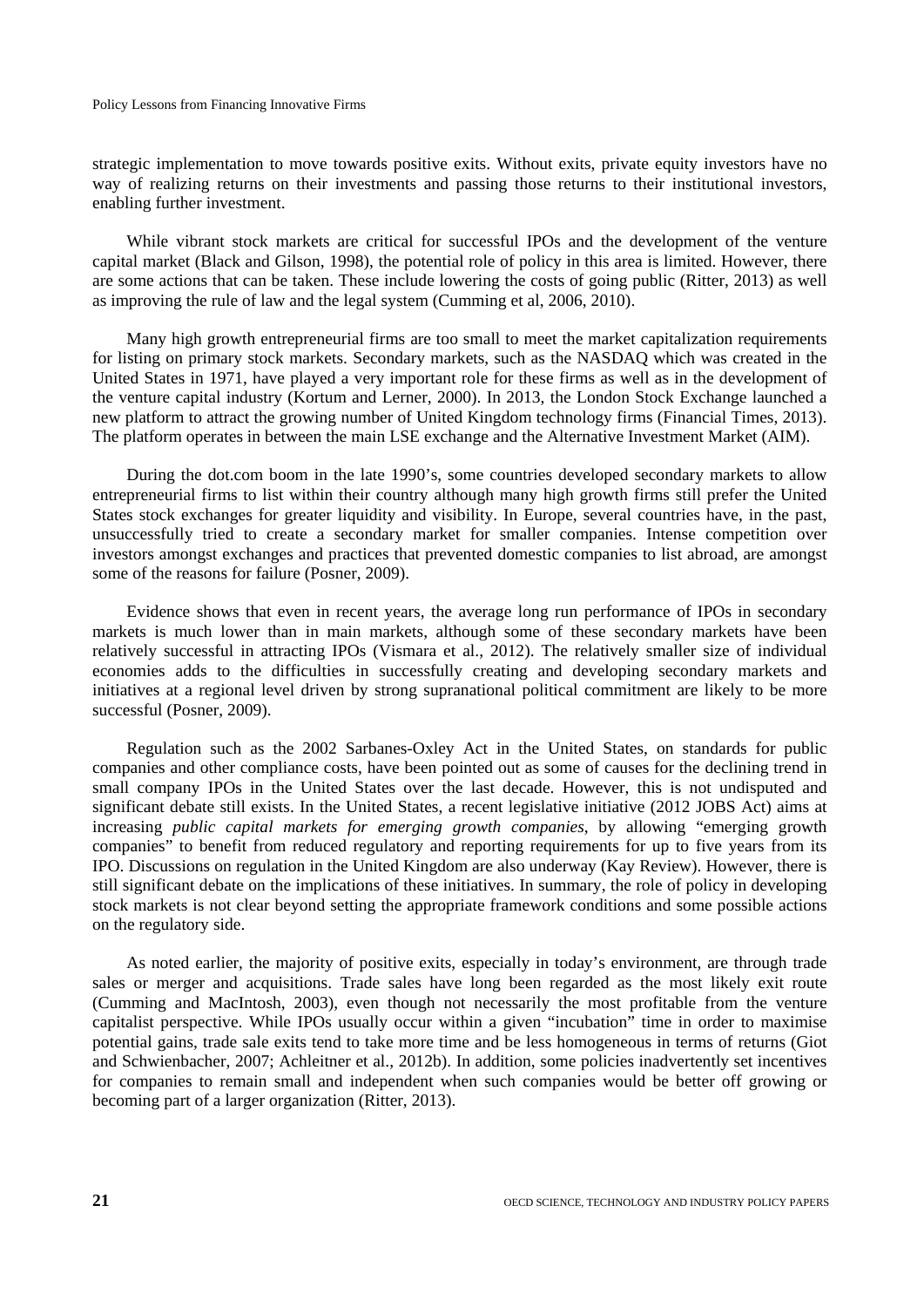strategic implementation to move towards positive exits. Without exits, private equity investors have no way of realizing returns on their investments and passing those returns to their institutional investors, enabling further investment.

While vibrant stock markets are critical for successful IPOs and the development of the venture capital market (Black and Gilson, 1998), the potential role of policy in this area is limited. However, there are some actions that can be taken. These include lowering the costs of going public (Ritter, 2013) as well as improving the rule of law and the legal system (Cumming et al, 2006, 2010).

Many high growth entrepreneurial firms are too small to meet the market capitalization requirements for listing on primary stock markets. Secondary markets, such as the NASDAQ which was created in the United States in 1971, have played a very important role for these firms as well as in the development of the venture capital industry (Kortum and Lerner, 2000). In 2013, the London Stock Exchange launched a new platform to attract the growing number of United Kingdom technology firms (Financial Times, 2013). The platform operates in between the main LSE exchange and the Alternative Investment Market (AIM).

During the dot.com boom in the late 1990's, some countries developed secondary markets to allow entrepreneurial firms to list within their country although many high growth firms still prefer the United States stock exchanges for greater liquidity and visibility. In Europe, several countries have, in the past, unsuccessfully tried to create a secondary market for smaller companies. Intense competition over investors amongst exchanges and practices that prevented domestic companies to list abroad, are amongst some of the reasons for failure (Posner, 2009).

Evidence shows that even in recent years, the average long run performance of IPOs in secondary markets is much lower than in main markets, although some of these secondary markets have been relatively successful in attracting IPOs (Vismara et al., 2012). The relatively smaller size of individual economies adds to the difficulties in successfully creating and developing secondary markets and initiatives at a regional level driven by strong supranational political commitment are likely to be more successful (Posner, 2009).

Regulation such as the 2002 Sarbanes-Oxley Act in the United States, on standards for public companies and other compliance costs, have been pointed out as some of causes for the declining trend in small company IPOs in the United States over the last decade. However, this is not undisputed and significant debate still exists. In the United States, a recent legislative initiative (2012 JOBS Act) aims at increasing *public capital markets for emerging growth companies*, by allowing "emerging growth companies" to benefit from reduced regulatory and reporting requirements for up to five years from its IPO. Discussions on regulation in the United Kingdom are also underway (Kay Review). However, there is still significant debate on the implications of these initiatives. In summary, the role of policy in developing stock markets is not clear beyond setting the appropriate framework conditions and some possible actions on the regulatory side.

As noted earlier, the majority of positive exits, especially in today's environment, are through trade sales or merger and acquisitions. Trade sales have long been regarded as the most likely exit route (Cumming and MacIntosh, 2003), even though not necessarily the most profitable from the venture capitalist perspective. While IPOs usually occur within a given "incubation" time in order to maximise potential gains, trade sale exits tend to take more time and be less homogeneous in terms of returns (Giot and Schwienbacher, 2007; Achleitner et al., 2012b). In addition, some policies inadvertently set incentives for companies to remain small and independent when such companies would be better off growing or becoming part of a larger organization (Ritter, 2013).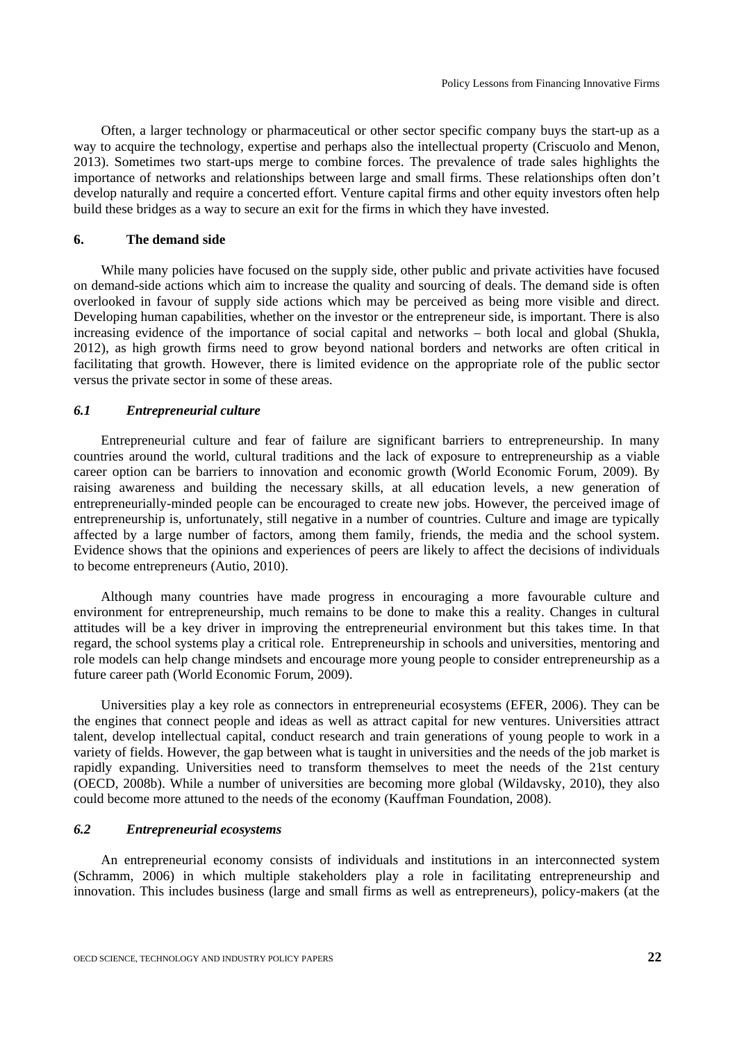Often, a larger technology or pharmaceutical or other sector specific company buys the start-up as a way to acquire the technology, expertise and perhaps also the intellectual property (Criscuolo and Menon, 2013). Sometimes two start-ups merge to combine forces. The prevalence of trade sales highlights the importance of networks and relationships between large and small firms. These relationships often don't develop naturally and require a concerted effort. Venture capital firms and other equity investors often help build these bridges as a way to secure an exit for the firms in which they have invested.

## 6. The demand side

While many policies have focused on the supply side, other public and private activities have focused on demand-side actions which aim to increase the quality and sourcing of deals. The demand side is often overlooked in favour of supply side actions which may be perceived as being more visible and direct. Developing human capabilities, whether on the investor or the entrepreneur side, is important. There is also increasing evidence of the importance of social capital and networks – both local and global (Shukla, 2012), as high growth firms need to grow beyond national borders and networks are often critical in facilitating that growth. However, there is limited evidence on the appropriate role of the public sector versus the private sector in some of these areas.

### *6.1 Entrepreneurial culture*

Entrepreneurial culture and fear of failure are significant barriers to entrepreneurship. In many countries around the world, cultural traditions and the lack of exposure to entrepreneurship as a viable career option can be barriers to innovation and economic growth (World Economic Forum, 2009). By raising awareness and building the necessary skills, at all education levels, a new generation of entrepreneurially-minded people can be encouraged to create new jobs. However, the perceived image of entrepreneurship is, unfortunately, still negative in a number of countries. Culture and image are typically affected by a large number of factors, among them family, friends, the media and the school system. Evidence shows that the opinions and experiences of peers are likely to affect the decisions of individuals to become entrepreneurs (Autio, 2010).

Although many countries have made progress in encouraging a more favourable culture and environment for entrepreneurship, much remains to be done to make this a reality. Changes in cultural attitudes will be a key driver in improving the entrepreneurial environment but this takes time. In that regard, the school systems play a critical role. Entrepreneurship in schools and universities, mentoring and role models can help change mindsets and encourage more young people to consider entrepreneurship as a future career path (World Economic Forum, 2009).

Universities play a key role as connectors in entrepreneurial ecosystems (EFER, 2006). They can be the engines that connect people and ideas as well as attract capital for new ventures. Universities attract talent, develop intellectual capital, conduct research and train generations of young people to work in a variety of fields. However, the gap between what is taught in universities and the needs of the job market is rapidly expanding. Universities need to transform themselves to meet the needs of the 21st century (OECD, 2008b). While a number of universities are becoming more global (Wildavsky, 2010), they also could become more attuned to the needs of the economy (Kauffman Foundation, 2008).

### *6.2 Entrepreneurial ecosystems*

An entrepreneurial economy consists of individuals and institutions in an interconnected system (Schramm, 2006) in which multiple stakeholders play a role in facilitating entrepreneurship and innovation. This includes business (large and small firms as well as entrepreneurs), policy-makers (at the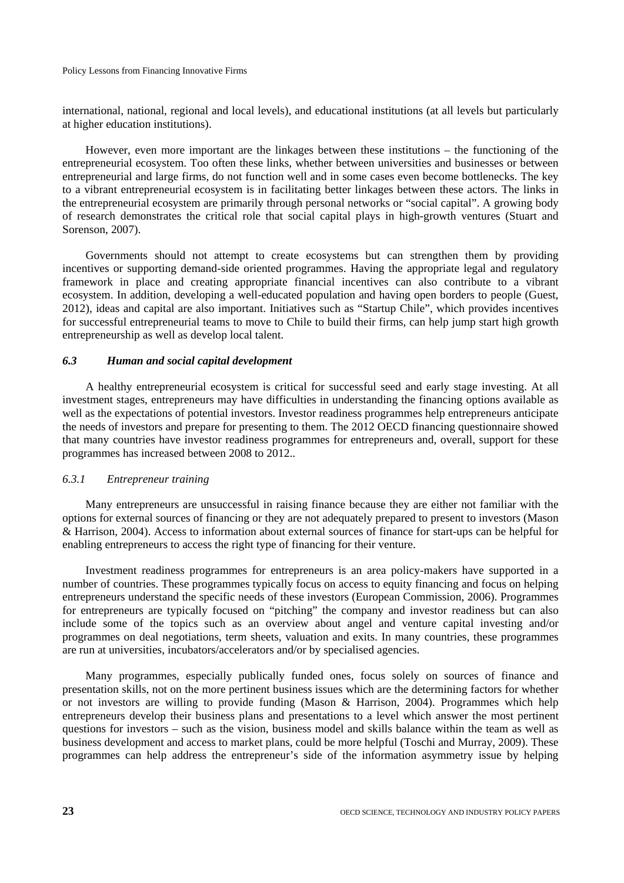international, national, regional and local levels), and educational institutions (at all levels but particularly at higher education institutions).

However, even more important are the linkages between these institutions – the functioning of the entrepreneurial ecosystem. Too often these links, whether between universities and businesses or between entrepreneurial and large firms, do not function well and in some cases even become bottlenecks. The key to a vibrant entrepreneurial ecosystem is in facilitating better linkages between these actors. The links in the entrepreneurial ecosystem are primarily through personal networks or "social capital". A growing body of research demonstrates the critical role that social capital plays in high-growth ventures (Stuart and Sorenson, 2007).

Governments should not attempt to create ecosystems but can strengthen them by providing incentives or supporting demand-side oriented programmes. Having the appropriate legal and regulatory framework in place and creating appropriate financial incentives can also contribute to a vibrant ecosystem. In addition, developing a well-educated population and having open borders to people (Guest, 2012), ideas and capital are also important. Initiatives such as "Startup Chile", which provides incentives for successful entrepreneurial teams to move to Chile to build their firms, can help jump start high growth entrepreneurship as well as develop local talent.

### *6.3 Human and social capital development*

A healthy entrepreneurial ecosystem is critical for successful seed and early stage investing. At all investment stages, entrepreneurs may have difficulties in understanding the financing options available as well as the expectations of potential investors. Investor readiness programmes help entrepreneurs anticipate the needs of investors and prepare for presenting to them. The 2012 OECD financing questionnaire showed that many countries have investor readiness programmes for entrepreneurs and, overall, support for these programmes has increased between 2008 to 2012..

#### *6.3.1 Entrepreneur training*

Many entrepreneurs are unsuccessful in raising finance because they are either not familiar with the options for external sources of financing or they are not adequately prepared to present to investors (Mason & Harrison, 2004). Access to information about external sources of finance for start-ups can be helpful for enabling entrepreneurs to access the right type of financing for their venture.

Investment readiness programmes for entrepreneurs is an area policy-makers have supported in a number of countries. These programmes typically focus on access to equity financing and focus on helping entrepreneurs understand the specific needs of these investors (European Commission, 2006). Programmes for entrepreneurs are typically focused on "pitching" the company and investor readiness but can also include some of the topics such as an overview about angel and venture capital investing and/or programmes on deal negotiations, term sheets, valuation and exits. In many countries, these programmes are run at universities, incubators/accelerators and/or by specialised agencies.

Many programmes, especially publically funded ones, focus solely on sources of finance and presentation skills, not on the more pertinent business issues which are the determining factors for whether or not investors are willing to provide funding (Mason & Harrison, 2004). Programmes which help entrepreneurs develop their business plans and presentations to a level which answer the most pertinent questions for investors – such as the vision, business model and skills balance within the team as well as business development and access to market plans, could be more helpful (Toschi and Murray, 2009). These programmes can help address the entrepreneur's side of the information asymmetry issue by helping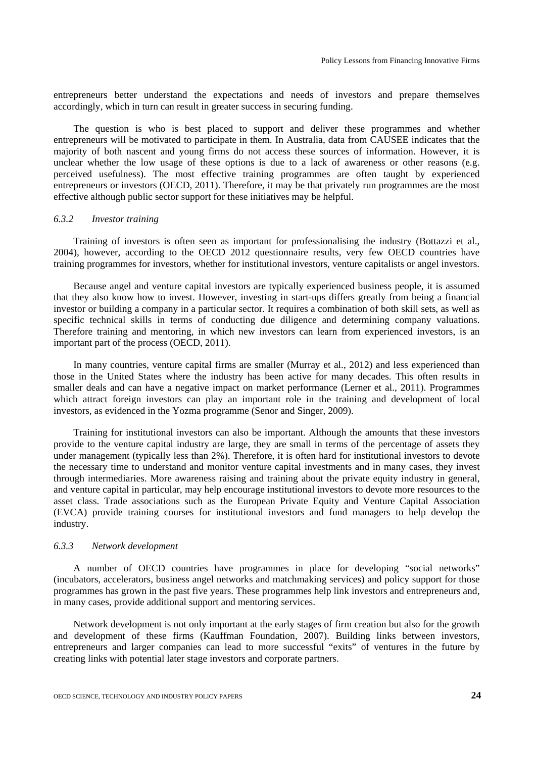entrepreneurs better understand the expectations and needs of investors and prepare themselves accordingly, which in turn can result in greater success in securing funding.

The question is who is best placed to support and deliver these programmes and whether entrepreneurs will be motivated to participate in them. In Australia, data from CAUSEE indicates that the majority of both nascent and young firms do not access these sources of information. However, it is unclear whether the low usage of these options is due to a lack of awareness or other reasons (e.g. perceived usefulness). The most effective training programmes are often taught by experienced entrepreneurs or investors (OECD, 2011). Therefore, it may be that privately run programmes are the most effective although public sector support for these initiatives may be helpful.

### *6.3.2 Investor training*

Training of investors is often seen as important for professionalising the industry (Bottazzi et al., 2004), however, according to the OECD 2012 questionnaire results, very few OECD countries have training programmes for investors, whether for institutional investors, venture capitalists or angel investors.

Because angel and venture capital investors are typically experienced business people, it is assumed that they also know how to invest. However, investing in start-ups differs greatly from being a financial investor or building a company in a particular sector. It requires a combination of both skill sets, as well as specific technical skills in terms of conducting due diligence and determining company valuations. Therefore training and mentoring, in which new investors can learn from experienced investors, is an important part of the process (OECD, 2011).

In many countries, venture capital firms are smaller (Murray et al., 2012) and less experienced than those in the United States where the industry has been active for many decades. This often results in smaller deals and can have a negative impact on market performance (Lerner et al., 2011). Programmes which attract foreign investors can play an important role in the training and development of local investors, as evidenced in the Yozma programme (Senor and Singer, 2009).

Training for institutional investors can also be important. Although the amounts that these investors provide to the venture capital industry are large, they are small in terms of the percentage of assets they under management (typically less than 2%). Therefore, it is often hard for institutional investors to devote the necessary time to understand and monitor venture capital investments and in many cases, they invest through intermediaries. More awareness raising and training about the private equity industry in general, and venture capital in particular, may help encourage institutional investors to devote more resources to the asset class. Trade associations such as the European Private Equity and Venture Capital Association (EVCA) provide training courses for institutional investors and fund managers to help develop the industry.

### *6.3.3 Network development*

A number of OECD countries have programmes in place for developing "social networks" (incubators, accelerators, business angel networks and matchmaking services) and policy support for those programmes has grown in the past five years. These programmes help link investors and entrepreneurs and, in many cases, provide additional support and mentoring services.

Network development is not only important at the early stages of firm creation but also for the growth and development of these firms (Kauffman Foundation, 2007). Building links between investors, entrepreneurs and larger companies can lead to more successful "exits" of ventures in the future by creating links with potential later stage investors and corporate partners.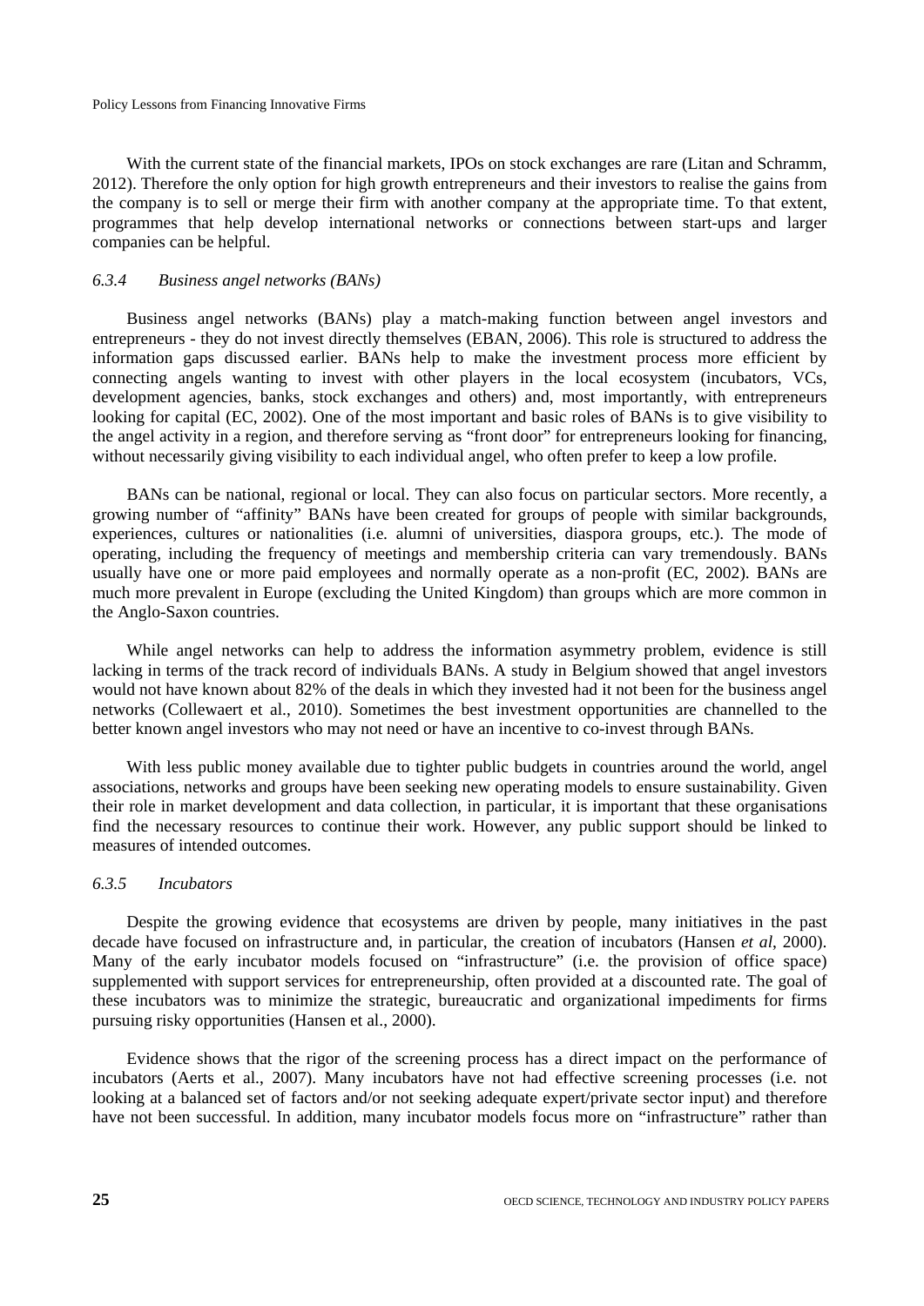With the current state of the financial markets, IPOs on stock exchanges are rare (Litan and Schramm, 2012). Therefore the only option for high growth entrepreneurs and their investors to realise the gains from the company is to sell or merge their firm with another company at the appropriate time. To that extent, programmes that help develop international networks or connections between start-ups and larger companies can be helpful.

### *6.3.4 Business angel networks (BANs)*

Business angel networks (BANs) play a match-making function between angel investors and entrepreneurs - they do not invest directly themselves (EBAN, 2006). This role is structured to address the information gaps discussed earlier. BANs help to make the investment process more efficient by connecting angels wanting to invest with other players in the local ecosystem (incubators, VCs, development agencies, banks, stock exchanges and others) and, most importantly, with entrepreneurs looking for capital (EC, 2002). One of the most important and basic roles of BANs is to give visibility to the angel activity in a region, and therefore serving as "front door" for entrepreneurs looking for financing, without necessarily giving visibility to each individual angel, who often prefer to keep a low profile.

BANs can be national, regional or local. They can also focus on particular sectors. More recently, a growing number of "affinity" BANs have been created for groups of people with similar backgrounds, experiences, cultures or nationalities (i.e. alumni of universities, diaspora groups, etc.). The mode of operating, including the frequency of meetings and membership criteria can vary tremendously. BANs usually have one or more paid employees and normally operate as a non-profit (EC, 2002). BANs are much more prevalent in Europe (excluding the United Kingdom) than groups which are more common in the Anglo-Saxon countries.

While angel networks can help to address the information asymmetry problem, evidence is still lacking in terms of the track record of individuals BANs. A study in Belgium showed that angel investors would not have known about 82% of the deals in which they invested had it not been for the business angel networks (Collewaert et al., 2010). Sometimes the best investment opportunities are channelled to the better known angel investors who may not need or have an incentive to co-invest through BANs.

With less public money available due to tighter public budgets in countries around the world, angel associations, networks and groups have been seeking new operating models to ensure sustainability. Given their role in market development and data collection, in particular, it is important that these organisations find the necessary resources to continue their work. However, any public support should be linked to measures of intended outcomes.

### *6.3.5 Incubators*

Despite the growing evidence that ecosystems are driven by people, many initiatives in the past decade have focused on infrastructure and, in particular, the creation of incubators (Hansen *et al*, 2000). Many of the early incubator models focused on "infrastructure" (i.e. the provision of office space) supplemented with support services for entrepreneurship, often provided at a discounted rate. The goal of these incubators was to minimize the strategic, bureaucratic and organizational impediments for firms pursuing risky opportunities (Hansen et al., 2000).

Evidence shows that the rigor of the screening process has a direct impact on the performance of incubators (Aerts et al., 2007). Many incubators have not had effective screening processes (i.e. not looking at a balanced set of factors and/or not seeking adequate expert/private sector input) and therefore have not been successful. In addition, many incubator models focus more on "infrastructure" rather than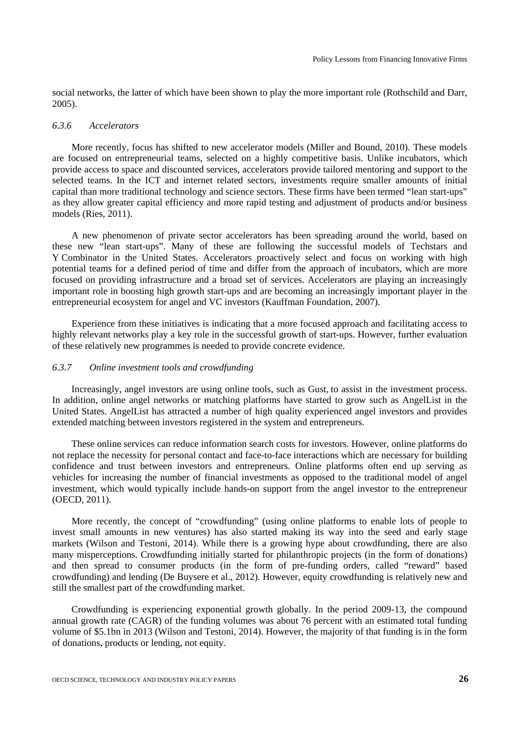social networks, the latter of which have been shown to play the more important role (Rothschild and Darr, 2005).

#### *6.3.6 Accelerators*

More recently, focus has shifted to new accelerator models (Miller and Bound, 2010). These models are focused on entrepreneurial teams, selected on a highly competitive basis. Unlike incubators, which provide access to space and discounted services, accelerators provide tailored mentoring and support to the selected teams. In the ICT and internet related sectors, investments require smaller amounts of initial capital than more traditional technology and science sectors. These firms have been termed "lean start-ups" as they allow greater capital efficiency and more rapid testing and adjustment of products and/or business models (Ries, 2011).

A new phenomenon of private sector accelerators has been spreading around the world, based on these new "lean start-ups". Many of these are following the successful models of Techstars and Y Combinator in the United States. Accelerators proactively select and focus on working with high potential teams for a defined period of time and differ from the approach of incubators, which are more focused on providing infrastructure and a broad set of services. Accelerators are playing an increasingly important role in boosting high growth start-ups and are becoming an increasingly important player in the entrepreneurial ecosystem for angel and VC investors (Kauffman Foundation, 2007).

Experience from these initiatives is indicating that a more focused approach and facilitating access to highly relevant networks play a key role in the successful growth of start-ups. However, further evaluation of these relatively new programmes is needed to provide concrete evidence.

#### *6.3.7 Online investment tools and crowdfunding*

Increasingly, angel investors are using online tools, such as Gust, to assist in the investment process. In addition, online angel networks or matching platforms have started to grow such as AngelList in the United States. AngelList has attracted a number of high quality experienced angel investors and provides extended matching between investors registered in the system and entrepreneurs.

These online services can reduce information search costs for investors. However, online platforms do not replace the necessity for personal contact and face-to-face interactions which are necessary for building confidence and trust between investors and entrepreneurs. Online platforms often end up serving as vehicles for increasing the number of financial investments as opposed to the traditional model of angel investment, which would typically include hands-on support from the angel investor to the entrepreneur (OECD, 2011).

More recently, the concept of "crowdfunding" (using online platforms to enable lots of people to invest small amounts in new ventures) has also started making its way into the seed and early stage markets (Wilson and Testoni, 2014). While there is a growing hype about crowdfunding, there are also many misperceptions. Crowdfunding initially started for philanthropic projects (in the form of donations) and then spread to consumer products (in the form of pre-funding orders, called "reward" based crowdfunding) and lending (De Buysere et al., 2012). However, equity crowdfunding is relatively new and still the smallest part of the crowdfunding market.

Crowdfunding is experiencing exponential growth globally. In the period 2009-13, the compound annual growth rate (CAGR) of the funding volumes was about 76 percent with an estimated total funding volume of $5.1bn in 2013 (Wilson and Testoni, 2014). However, the majority of that funding is in the form of donations, products or lending, not equity.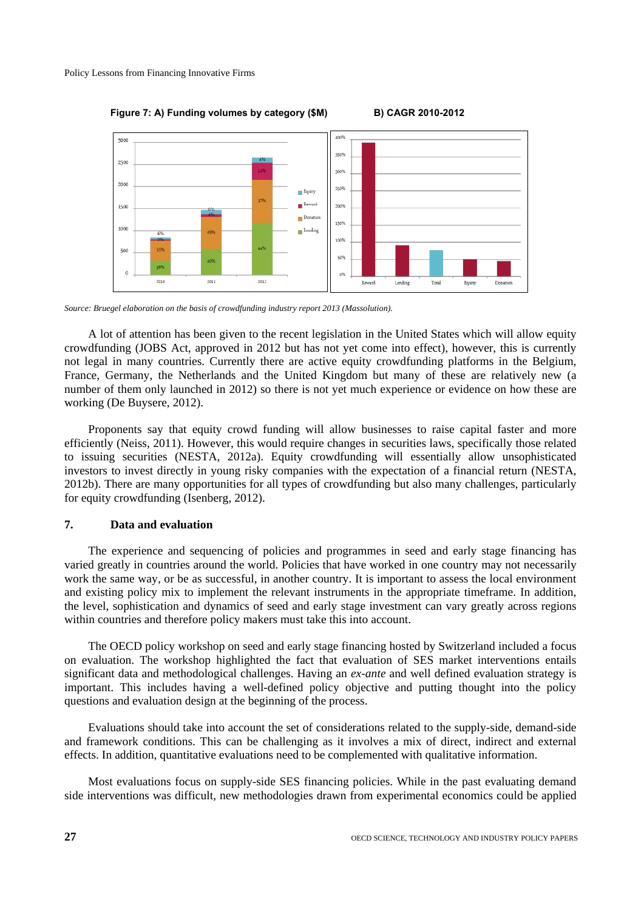**Figure 7: A) Funding volumes by category ($M) B) CAGR 2010-2012**

*Source: Bruegel elaboration on the basis of crowdfunding industry report 2013 (Massolution).*

A lot of attention has been given to the recent legislation in the United States which will allow equity crowdfunding (JOBS Act, approved in 2012 but has not yet come into effect), however, this is currently not legal in many countries. Currently there are active equity crowdfunding platforms in the Belgium, France, Germany, the Netherlands and the United Kingdom but many of these are relatively new (a number of them only launched in 2012) so there is not yet much experience or evidence on how these are working (De Buysere, 2012).

Proponents say that equity crowd funding will allow businesses to raise capital faster and more efficiently (Neiss, 2011). However, this would require changes in securities laws, specifically those related to issuing securities (NESTA, 2012a). Equity crowdfunding will essentially allow unsophisticated investors to invest directly in young risky companies with the expectation of a financial return (NESTA, 2012b). There are many opportunities for all types of crowdfunding but also many challenges, particularly for equity crowdfunding (Isenberg, 2012).

## 7. Data and evaluation

The experience and sequencing of policies and programmes in seed and early stage financing has varied greatly in countries around the world. Policies that have worked in one country may not necessarily work the same way, or be as successful, in another country. It is important to assess the local environment and existing policy mix to implement the relevant instruments in the appropriate timeframe. In addition, the level, sophistication and dynamics of seed and early stage investment can vary greatly across regions within countries and therefore policy makers must take this into account.

The OECD policy workshop on seed and early stage financing hosted by Switzerland included a focus on evaluation. The workshop highlighted the fact that evaluation of SES market interventions entails significant data and methodological challenges. Having an *ex-ante* and well defined evaluation strategy is important. This includes having a well-defined policy objective and putting thought into the policy questions and evaluation design at the beginning of the process.

Evaluations should take into account the set of considerations related to the supply-side, demand-side and framework conditions. This can be challenging as it involves a mix of direct, indirect and external effects. In addition, quantitative evaluations need to be complemented with qualitative information.

Most evaluations focus on supply-side SES financing policies. While in the past evaluating demand side interventions was difficult, new methodologies drawn from experimental economics could be applied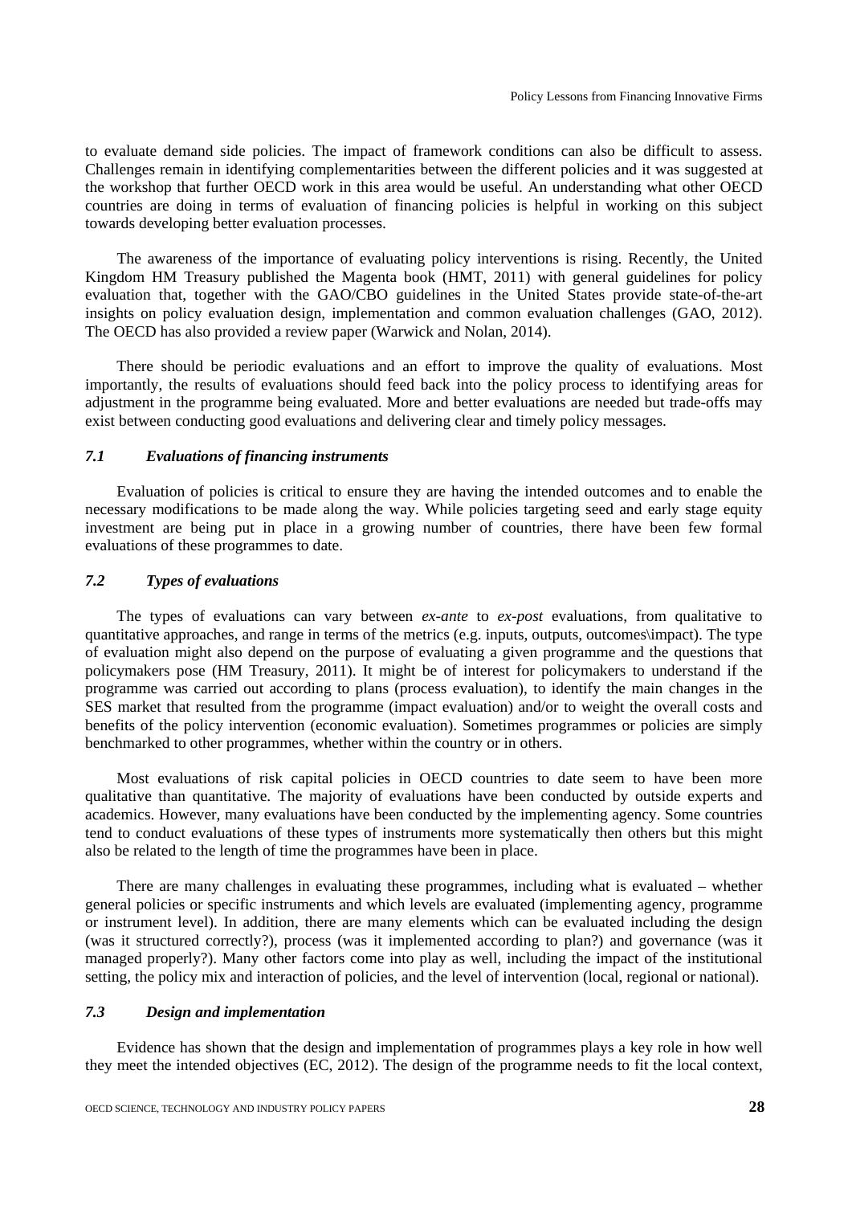to evaluate demand side policies. The impact of framework conditions can also be difficult to assess. Challenges remain in identifying complementarities between the different policies and it was suggested at the workshop that further OECD work in this area would be useful. An understanding what other OECD countries are doing in terms of evaluation of financing policies is helpful in working on this subject towards developing better evaluation processes.

The awareness of the importance of evaluating policy interventions is rising. Recently, the United Kingdom HM Treasury published the Magenta book (HMT, 2011) with general guidelines for policy evaluation that, together with the GAO/CBO guidelines in the United States provide state-of-the-art insights on policy evaluation design, implementation and common evaluation challenges (GAO, 2012). The OECD has also provided a review paper (Warwick and Nolan, 2014).

There should be periodic evaluations and an effort to improve the quality of evaluations. Most importantly, the results of evaluations should feed back into the policy process to identifying areas for adjustment in the programme being evaluated. More and better evaluations are needed but trade-offs may exist between conducting good evaluations and delivering clear and timely policy messages.

### *7.1 Evaluations of financing instruments*

Evaluation of policies is critical to ensure they are having the intended outcomes and to enable the necessary modifications to be made along the way. While policies targeting seed and early stage equity investment are being put in place in a growing number of countries, there have been few formal evaluations of these programmes to date.

### *7.2 Types of evaluations*

The types of evaluations can vary between *ex-ante* to *ex-post* evaluations, from qualitative to quantitative approaches, and range in terms of the metrics (e.g. inputs, outputs, outcomes\impact). The type of evaluation might also depend on the purpose of evaluating a given programme and the questions that policymakers pose (HM Treasury, 2011). It might be of interest for policymakers to understand if the programme was carried out according to plans (process evaluation), to identify the main changes in the SES market that resulted from the programme (impact evaluation) and/or to weight the overall costs and benefits of the policy intervention (economic evaluation). Sometimes programmes or policies are simply benchmarked to other programmes, whether within the country or in others.

Most evaluations of risk capital policies in OECD countries to date seem to have been more qualitative than quantitative. The majority of evaluations have been conducted by outside experts and academics. However, many evaluations have been conducted by the implementing agency. Some countries tend to conduct evaluations of these types of instruments more systematically then others but this might also be related to the length of time the programmes have been in place.

There are many challenges in evaluating these programmes, including what is evaluated – whether general policies or specific instruments and which levels are evaluated (implementing agency, programme or instrument level). In addition, there are many elements which can be evaluated including the design (was it structured correctly?), process (was it implemented according to plan?) and governance (was it managed properly?). Many other factors come into play as well, including the impact of the institutional setting, the policy mix and interaction of policies, and the level of intervention (local, regional or national).

### *7.3 Design and implementation*

Evidence has shown that the design and implementation of programmes plays a key role in how well they meet the intended objectives (EC, 2012). The design of the programme needs to fit the local context,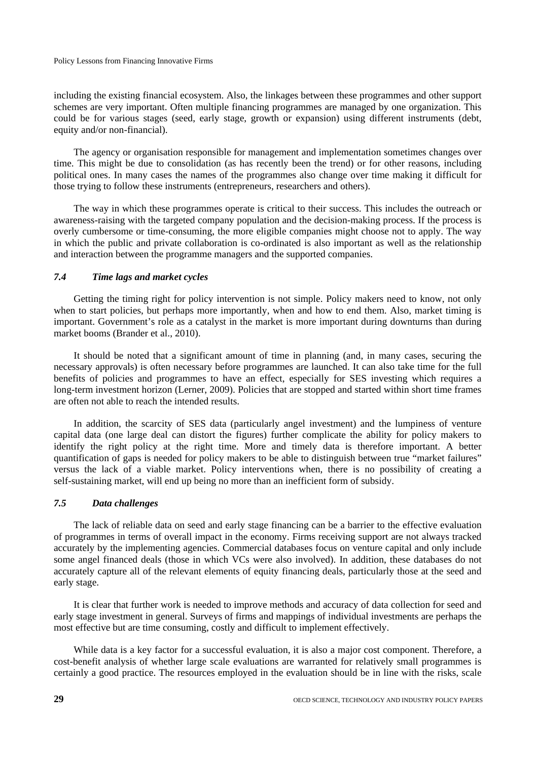including the existing financial ecosystem. Also, the linkages between these programmes and other support schemes are very important. Often multiple financing programmes are managed by one organization. This could be for various stages (seed, early stage, growth or expansion) using different instruments (debt, equity and/or non-financial).

The agency or organisation responsible for management and implementation sometimes changes over time. This might be due to consolidation (as has recently been the trend) or for other reasons, including political ones. In many cases the names of the programmes also change over time making it difficult for those trying to follow these instruments (entrepreneurs, researchers and others).

The way in which these programmes operate is critical to their success. This includes the outreach or awareness-raising with the targeted company population and the decision-making process. If the process is overly cumbersome or time-consuming, the more eligible companies might choose not to apply. The way in which the public and private collaboration is co-ordinated is also important as well as the relationship and interaction between the programme managers and the supported companies.

### *7.4 Time lags and market cycles*

Getting the timing right for policy intervention is not simple. Policy makers need to know, not only when to start policies, but perhaps more importantly, when and how to end them. Also, market timing is important. Government's role as a catalyst in the market is more important during downturns than during market booms (Brander et al., 2010).

It should be noted that a significant amount of time in planning (and, in many cases, securing the necessary approvals) is often necessary before programmes are launched. It can also take time for the full benefits of policies and programmes to have an effect, especially for SES investing which requires a long-term investment horizon (Lerner, 2009). Policies that are stopped and started within short time frames are often not able to reach the intended results.

In addition, the scarcity of SES data (particularly angel investment) and the lumpiness of venture capital data (one large deal can distort the figures) further complicate the ability for policy makers to identify the right policy at the right time. More and timely data is therefore important. A better quantification of gaps is needed for policy makers to be able to distinguish between true "market failures" versus the lack of a viable market. Policy interventions when, there is no possibility of creating a self-sustaining market, will end up being no more than an inefficient form of subsidy.

### *7.5 Data challenges*

The lack of reliable data on seed and early stage financing can be a barrier to the effective evaluation of programmes in terms of overall impact in the economy. Firms receiving support are not always tracked accurately by the implementing agencies. Commercial databases focus on venture capital and only include some angel financed deals (those in which VCs were also involved). In addition, these databases do not accurately capture all of the relevant elements of equity financing deals, particularly those at the seed and early stage.

It is clear that further work is needed to improve methods and accuracy of data collection for seed and early stage investment in general. Surveys of firms and mappings of individual investments are perhaps the most effective but are time consuming, costly and difficult to implement effectively.

While data is a key factor for a successful evaluation, it is also a major cost component. Therefore, a cost-benefit analysis of whether large scale evaluations are warranted for relatively small programmes is certainly a good practice. The resources employed in the evaluation should be in line with the risks, scale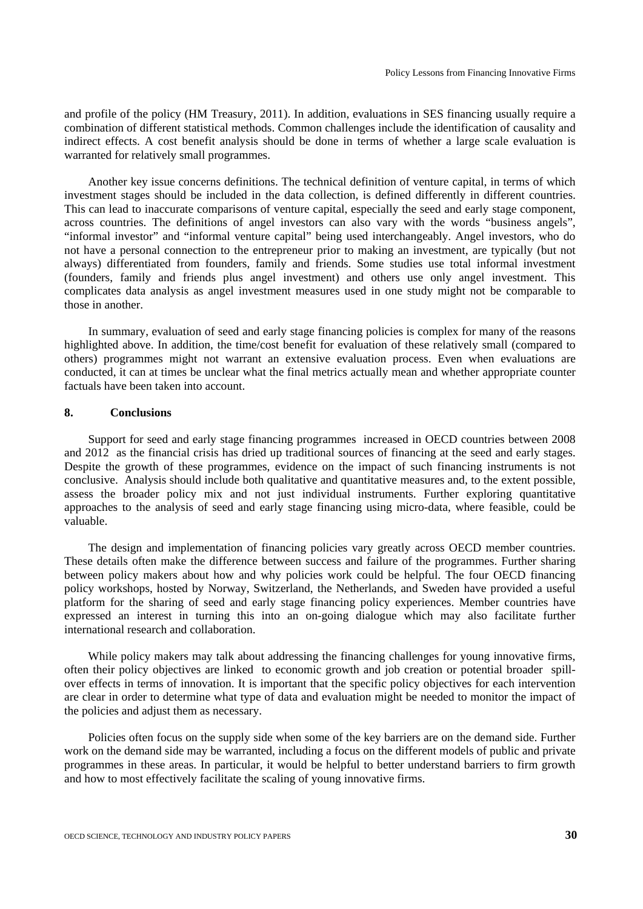and profile of the policy (HM Treasury, 2011). In addition, evaluations in SES financing usually require a combination of different statistical methods. Common challenges include the identification of causality and indirect effects. A cost benefit analysis should be done in terms of whether a large scale evaluation is warranted for relatively small programmes.

Another key issue concerns definitions. The technical definition of venture capital, in terms of which investment stages should be included in the data collection, is defined differently in different countries. This can lead to inaccurate comparisons of venture capital, especially the seed and early stage component, across countries. The definitions of angel investors can also vary with the words "business angels", "informal investor" and "informal venture capital" being used interchangeably. Angel investors, who do not have a personal connection to the entrepreneur prior to making an investment, are typically (but not always) differentiated from founders, family and friends. Some studies use total informal investment (founders, family and friends plus angel investment) and others use only angel investment. This complicates data analysis as angel investment measures used in one study might not be comparable to those in another.

In summary, evaluation of seed and early stage financing policies is complex for many of the reasons highlighted above. In addition, the time/cost benefit for evaluation of these relatively small (compared to others) programmes might not warrant an extensive evaluation process. Even when evaluations are conducted, it can at times be unclear what the final metrics actually mean and whether appropriate counter factuals have been taken into account.

## 8. Conclusions

Support for seed and early stage financing programmes increased in OECD countries between 2008 and 2012 as the financial crisis has dried up traditional sources of financing at the seed and early stages. Despite the growth of these programmes, evidence on the impact of such financing instruments is not conclusive. Analysis should include both qualitative and quantitative measures and, to the extent possible, assess the broader policy mix and not just individual instruments. Further exploring quantitative approaches to the analysis of seed and early stage financing using micro-data, where feasible, could be valuable.

The design and implementation of financing policies vary greatly across OECD member countries. These details often make the difference between success and failure of the programmes. Further sharing between policy makers about how and why policies work could be helpful. The four OECD financing policy workshops, hosted by Norway, Switzerland, the Netherlands, and Sweden have provided a useful platform for the sharing of seed and early stage financing policy experiences. Member countries have expressed an interest in turning this into an on-going dialogue which may also facilitate further international research and collaboration.

While policy makers may talk about addressing the financing challenges for young innovative firms, often their policy objectives are linked to economic growth and job creation or potential broader spill-over effects in terms of innovation. It is important that the specific policy objectives for each intervention are clear in order to determine what type of data and evaluation might be needed to monitor the impact of the policies and adjust them as necessary.

Policies often focus on the supply side when some of the key barriers are on the demand side. Further work on the demand side may be warranted, including a focus on the different models of public and private programmes in these areas. In particular, it would be helpful to better understand barriers to firm growth and how to most effectively facilitate the scaling of young innovative firms.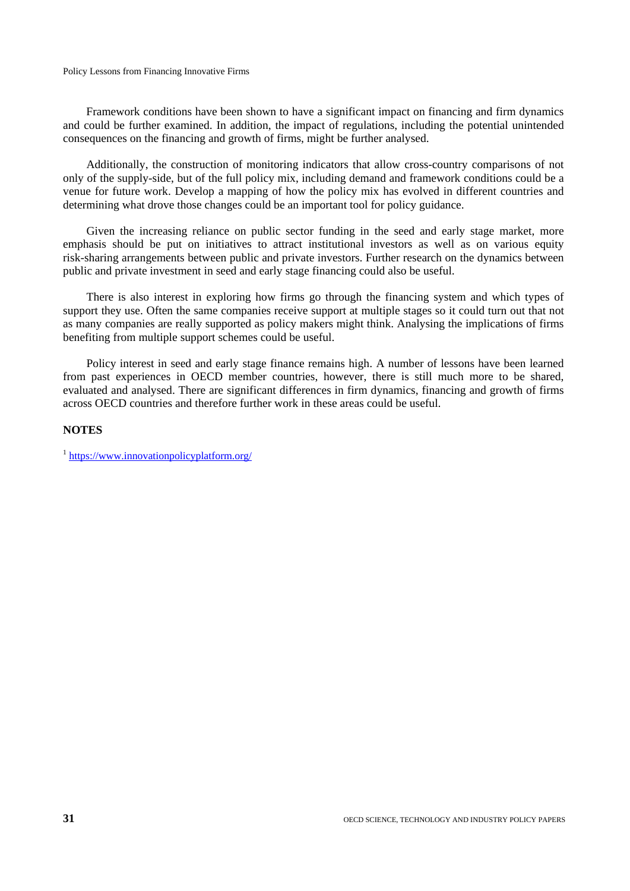Framework conditions have been shown to have a significant impact on financing and firm dynamics and could be further examined. In addition, the impact of regulations, including the potential unintended consequences on the financing and growth of firms, might be further analysed.

Additionally, the construction of monitoring indicators that allow cross-country comparisons of not only of the supply-side, but of the full policy mix, including demand and framework conditions could be a venue for future work. Develop a mapping of how the policy mix has evolved in different countries and determining what drove those changes could be an important tool for policy guidance.

Given the increasing reliance on public sector funding in the seed and early stage market, more emphasis should be put on initiatives to attract institutional investors as well as on various equity risk-sharing arrangements between public and private investors. Further research on the dynamics between public and private investment in seed and early stage financing could also be useful.

There is also interest in exploring how firms go through the financing system and which types of support they use. Often the same companies receive support at multiple stages so it could turn out that not as many companies are really supported as policy makers might think. Analysing the implications of firms benefiting from multiple support schemes could be useful.

Policy interest in seed and early stage finance remains high. A number of lessons have been learned from past experiences in OECD member countries, however, there is still much more to be shared, evaluated and analysed. There are significant differences in firm dynamics, financing and growth of firms across OECD countries and therefore further work in these areas could be useful.

## NOTES

[1] https://www.innovationpolicyplatform.org/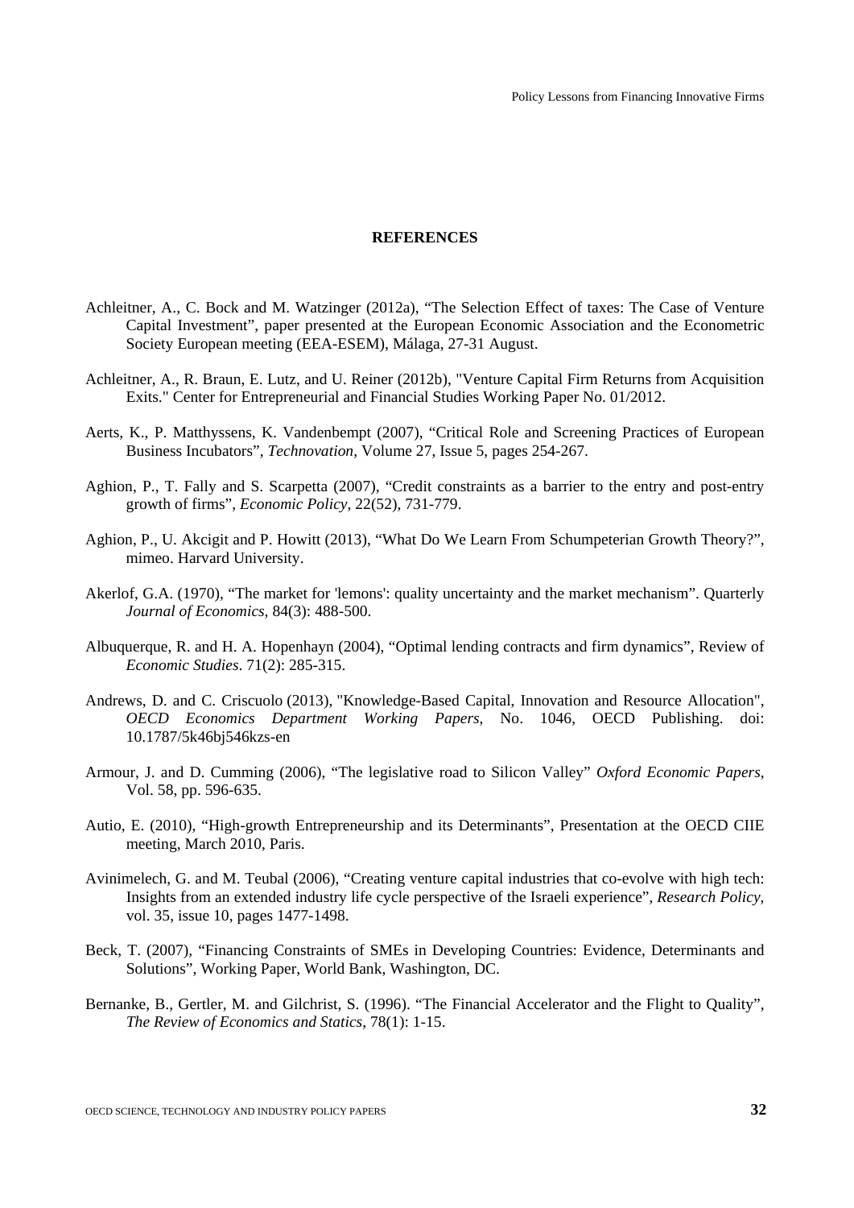## REFERENCES

Achleitner, A., C. Bock and M. Watzinger (2012a), "The Selection Effect of taxes: The Case of Venture Capital Investment", paper presented at the European Economic Association and the Econometric Society European meeting (EEA-ESEM), Málaga, 27-31 August.

Achleitner, A., R. Braun, E. Lutz, and U. Reiner (2012b), "Venture Capital Firm Returns from Acquisition Exits." Center for Entrepreneurial and Financial Studies Working Paper No. 01/2012.

Aerts, K., P. Matthyssens, K. Vandenbempt (2007), "Critical Role and Screening Practices of European Business Incubators", *Technovation*, Volume 27, Issue 5, pages 254-267.

Aghion, P., T. Fally and S. Scarpetta (2007), "Credit constraints as a barrier to the entry and post-entry growth of firms", *Economic Policy*, 22(52), 731-779.

Aghion, P., U. Akcigit and P. Howitt (2013), "What Do We Learn From Schumpeterian Growth Theory?", mimeo. Harvard University.

Akerlof, G.A. (1970), "The market for 'lemons': quality uncertainty and the market mechanism". Quarterly *Journal of Economics*, 84(3): 488-500.

Albuquerque, R. and H. A. Hopenhayn (2004), "Optimal lending contracts and firm dynamics", Review of *Economic Studies*. 71(2): 285-315.

Andrews, D. and C. Criscuolo (2013), "Knowledge-Based Capital, Innovation and Resource Allocation", *OECD Economics Department Working Papers*, No. 1046, OECD Publishing. doi: 10.1787/5k46bj546kzs-en

Armour, J. and D. Cumming (2006), "The legislative road to Silicon Valley" *Oxford Economic Papers*, Vol. 58, pp. 596-635.

Autio, E. (2010), "High-growth Entrepreneurship and its Determinants", Presentation at the OECD CIIE meeting, March 2010, Paris.

Avinimelech, G. and M. Teubal (2006), "Creating venture capital industries that co-evolve with high tech: Insights from an extended industry life cycle perspective of the Israeli experience", *Research Policy*, vol. 35, issue 10, pages 1477-1498.

Beck, T. (2007), "Financing Constraints of SMEs in Developing Countries: Evidence, Determinants and Solutions", Working Paper, World Bank, Washington, DC.

Bernanke, B., Gertler, M. and Gilchrist, S. (1996). "The Financial Accelerator and the Flight to Quality", *The Review of Economics and Statics*, 78(1): 1-15.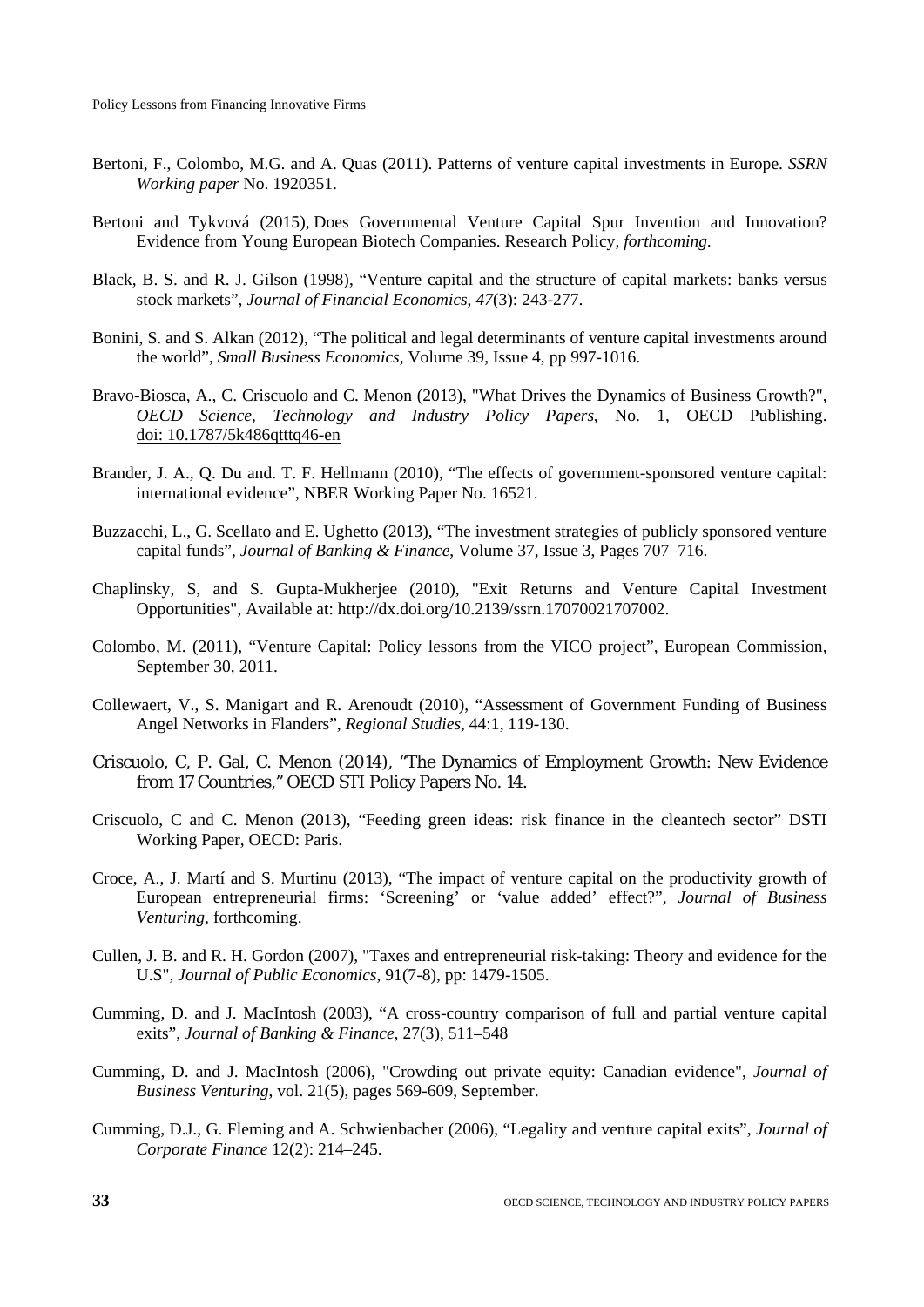Bertoni, F., Colombo, M.G. and A. Quas (2011). Patterns of venture capital investments in Europe. *SSRN Working paper* No. 1920351.

Bertoni and Tykvová (2015), Does Governmental Venture Capital Spur Invention and Innovation? Evidence from Young European Biotech Companies. Research Policy, *forthcoming*.

Black, B. S. and R. J. Gilson (1998), "Venture capital and the structure of capital markets: banks versus stock markets", *Journal of Financial Economics*, *47*(3): 243-277.

Bonini, S. and S. Alkan (2012), "The political and legal determinants of venture capital investments around the world", *Small Business Economics*, Volume 39, Issue 4, pp 997-1016.

Bravo-Biosca, A., C. Criscuolo and C. Menon (2013), "What Drives the Dynamics of Business Growth?", *OECD Science, Technology and Industry Policy Papers*, No. 1, OECD Publishing. doi: 10.1787/5k486qtttq46-en

Brander, J. A., Q. Du and. T. F. Hellmann (2010), "The effects of government-sponsored venture capital: international evidence", NBER Working Paper No. 16521.

Buzzacchi, L., G. Scellato and E. Ughetto (2013), "The investment strategies of publicly sponsored venture capital funds", *Journal of Banking & Finance*, Volume 37, Issue 3, Pages 707–716.

Chaplinsky, S, and S. Gupta-Mukherjee (2010), "Exit Returns and Venture Capital Investment Opportunities", Available at: http://dx.doi.org/10.2139/ssrn.17070021707002.

Colombo, M. (2011), "Venture Capital: Policy lessons from the VICO project", European Commission, September 30, 2011.

Collewaert, V., S. Manigart and R. Arenoudt (2010), "Assessment of Government Funding of Business Angel Networks in Flanders", *Regional Studies*, 44:1, 119-130.

Criscuolo, C, P. Gal, C. Menon (2014), "The Dynamics of Employment Growth: New Evidence from 17 Countries," OECD STI Policy Papers No. 14.

Criscuolo, C and C. Menon (2013), "Feeding green ideas: risk finance in the cleantech sector" DSTI Working Paper, OECD: Paris.

Croce, A., J. Martí and S. Murtinu (2013), "The impact of venture capital on the productivity growth of European entrepreneurial firms: 'Screening' or 'value added' effect?", *Journal of Business Venturing*, forthcoming.

Cullen, J. B. and R. H. Gordon (2007), "Taxes and entrepreneurial risk-taking: Theory and evidence for the U.S", *Journal of Public Economics*, 91(7-8), pp: 1479-1505.

Cumming, D. and J. MacIntosh (2003), "A cross-country comparison of full and partial venture capital exits", *Journal of Banking & Finance*, 27(3), 511–548

Cumming, D. and J. MacIntosh (2006), "Crowding out private equity: Canadian evidence", *Journal of Business Venturing*, vol. 21(5), pages 569-609, September.

Cumming, D.J., G. Fleming and A. Schwienbacher (2006), "Legality and venture capital exits", *Journal of Corporate Finance* 12(2): 214–245.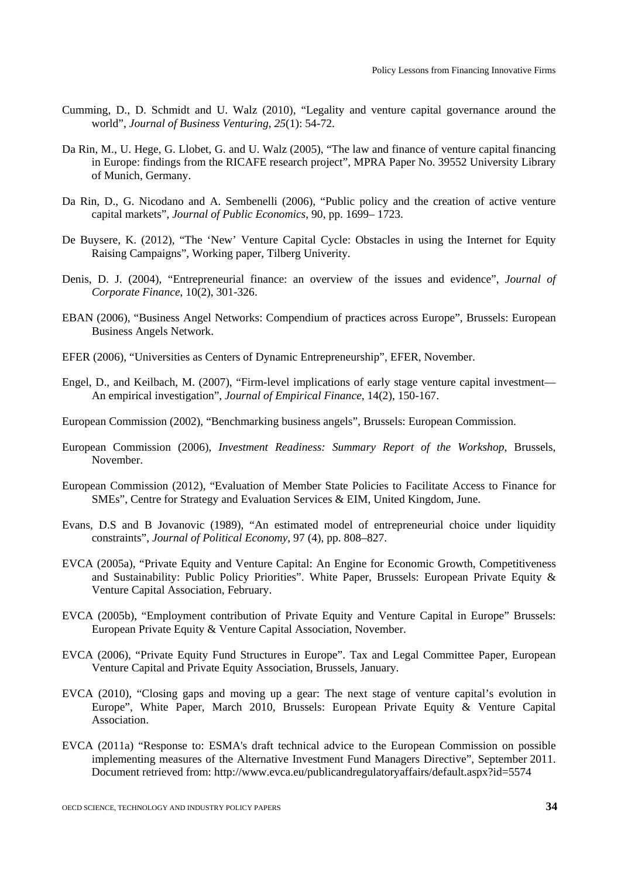Cumming, D., D. Schmidt and U. Walz (2010), "Legality and venture capital governance around the world", *Journal of Business Venturing*, *25*(1): 54-72.

Da Rin, M., U. Hege, G. Llobet, G. and U. Walz (2005), "The law and finance of venture capital financing in Europe: findings from the RICAFE research project", MPRA Paper No. 39552 University Library of Munich, Germany.

Da Rin, D., G. Nicodano and A. Sembenelli (2006), "Public policy and the creation of active venture capital markets", *Journal of Public Economics*, 90, pp. 1699– 1723.

De Buysere, K. (2012), "The 'New' Venture Capital Cycle: Obstacles in using the Internet for Equity Raising Campaigns", Working paper, Tilberg Univerity.

Denis, D. J. (2004), "Entrepreneurial finance: an overview of the issues and evidence", *Journal of Corporate Finance*, 10(2), 301-326.

EBAN (2006), "Business Angel Networks: Compendium of practices across Europe", Brussels: European Business Angels Network.

EFER (2006), "Universities as Centers of Dynamic Entrepreneurship", EFER, November.

Engel, D., and Keilbach, M. (2007), "Firm-level implications of early stage venture capital investment—An empirical investigation", *Journal of Empirical Finance*, 14(2), 150-167.

European Commission (2002), "Benchmarking business angels", Brussels: European Commission.

European Commission (2006), *Investment Readiness: Summary Report of the Workshop*, Brussels, November.

European Commission (2012), "Evaluation of Member State Policies to Facilitate Access to Finance for SMEs", Centre for Strategy and Evaluation Services & EIM, United Kingdom, June.

Evans, D.S and B Jovanovic (1989), "An estimated model of entrepreneurial choice under liquidity constraints", *Journal of Political Economy*, 97 (4), pp. 808–827.

EVCA (2005a), "Private Equity and Venture Capital: An Engine for Economic Growth, Competitiveness and Sustainability: Public Policy Priorities". White Paper, Brussels: European Private Equity & Venture Capital Association, February.

EVCA (2005b), "Employment contribution of Private Equity and Venture Capital in Europe" Brussels: European Private Equity & Venture Capital Association, November.

EVCA (2006), "Private Equity Fund Structures in Europe". Tax and Legal Committee Paper, European Venture Capital and Private Equity Association, Brussels, January.

EVCA (2010), "Closing gaps and moving up a gear: The next stage of venture capital's evolution in Europe", White Paper, March 2010, Brussels: European Private Equity & Venture Capital Association.

EVCA (2011a) "Response to: ESMA's draft technical advice to the European Commission on possible implementing measures of the Alternative Investment Fund Managers Directive", September 2011. Document retrieved from: http://www.evca.eu/publicandregulatoryaffairs/default.aspx?id=5574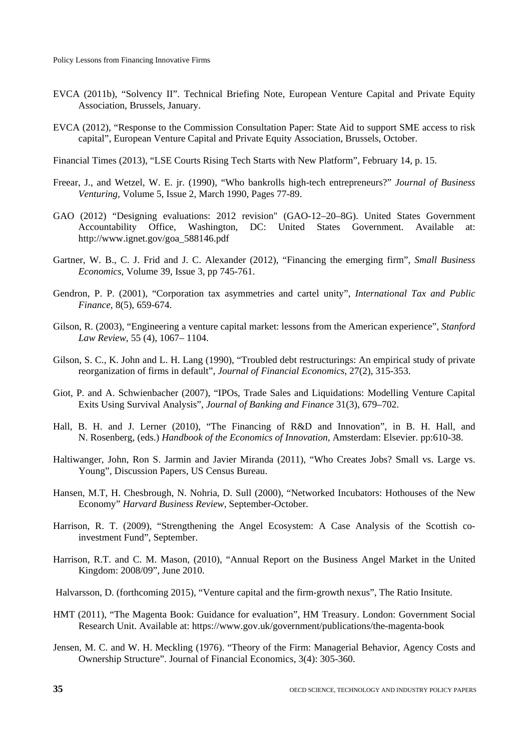EVCA (2011b), "Solvency II". Technical Briefing Note, European Venture Capital and Private Equity Association, Brussels, January.

EVCA (2012), "Response to the Commission Consultation Paper: State Aid to support SME access to risk capital", European Venture Capital and Private Equity Association, Brussels, October.

Financial Times (2013), "LSE Courts Rising Tech Starts with New Platform", February 14, p. 15.

Freear, J., and Wetzel, W. E. jr. (1990), "Who bankrolls high-tech entrepreneurs?" *Journal of Business Venturing*, Volume 5, Issue 2, March 1990, Pages 77-89.

GAO (2012) "Designing evaluations: 2012 revision" (GAO-12–20–8G). United States Government Accountability Office, Washington, DC: United States Government. Available at: http://www.ignet.gov/goa_588146.pdf

Gartner, W. B., C. J. Frid and J. C. Alexander (2012), "Financing the emerging firm", *Small Business Economics*, Volume 39, Issue 3, pp 745-761.

Gendron, P. P. (2001), "Corporation tax asymmetries and cartel unity", *International Tax and Public Finance*, 8(5), 659-674.

Gilson, R. (2003), "Engineering a venture capital market: lessons from the American experience", *Stanford Law Review*, 55 (4), 1067– 1104.

Gilson, S. C., K. John and L. H. Lang (1990), "Troubled debt restructurings: An empirical study of private reorganization of firms in default", *Journal of Financial Economics*, 27(2), 315-353.

Giot, P. and A. Schwienbacher (2007), "IPOs, Trade Sales and Liquidations: Modelling Venture Capital Exits Using Survival Analysis", *Journal of Banking and Finance* 31(3), 679–702.

Hall, B. H. and J. Lerner (2010), "The Financing of R&D and Innovation", in B. H. Hall, and N. Rosenberg, (eds.) *Handbook of the Economics of Innovation*, Amsterdam: Elsevier. pp:610-38.

Haltiwanger, John, Ron S. Jarmin and Javier Miranda (2011), "Who Creates Jobs? Small vs. Large vs. Young", Discussion Papers, US Census Bureau.

Hansen, M.T, H. Chesbrough, N. Nohria, D. Sull (2000), "Networked Incubators: Hothouses of the New Economy" *Harvard Business Review*, September-October.

Harrison, R. T. (2009), "Strengthening the Angel Ecosystem: A Case Analysis of the Scottish co-investment Fund", September.

Harrison, R.T. and C. M. Mason, (2010), "Annual Report on the Business Angel Market in the United Kingdom: 2008/09", June 2010.

Halvarsson, D. (forthcoming 2015), "Venture capital and the firm-growth nexus", The Ratio Insitute.

HMT (2011), "The Magenta Book: Guidance for evaluation", HM Treasury. London: Government Social Research Unit. Available at: https://www.gov.uk/government/publications/the-magenta-book

Jensen, M. C. and W. H. Meckling (1976). "Theory of the Firm: Managerial Behavior, Agency Costs and Ownership Structure". Journal of Financial Economics, 3(4): 305-360.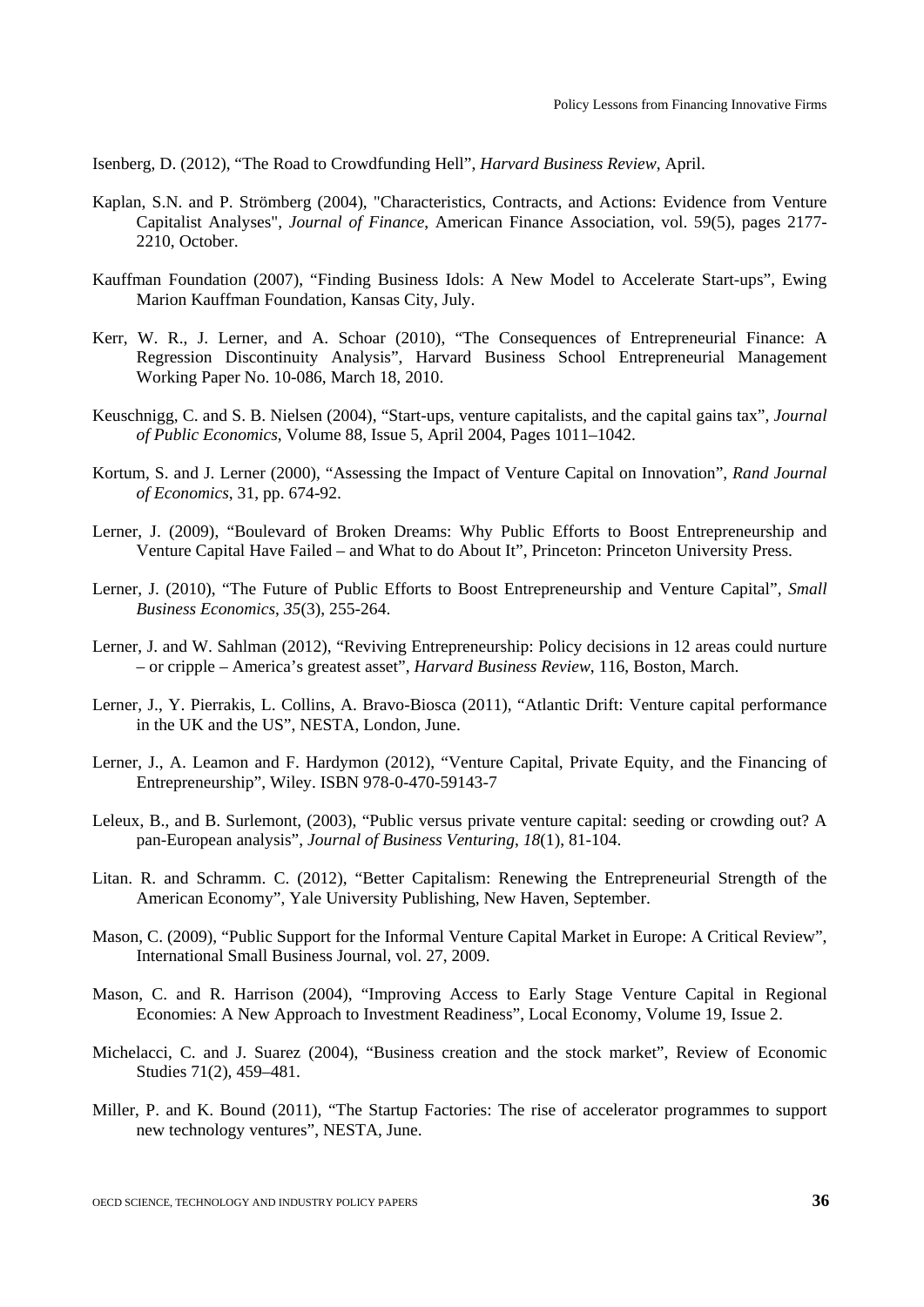Isenberg, D. (2012), "The Road to Crowdfunding Hell", *Harvard Business Review*, April.

Kaplan, S.N. and P. Strömberg (2004), "Characteristics, Contracts, and Actions: Evidence from Venture Capitalist Analyses", *Journal of Finance*, American Finance Association, vol. 59(5), pages 2177-2210, October.

Kauffman Foundation (2007), "Finding Business Idols: A New Model to Accelerate Start-ups", Ewing Marion Kauffman Foundation, Kansas City, July.

Kerr, W. R., J. Lerner, and A. Schoar (2010), "The Consequences of Entrepreneurial Finance: A Regression Discontinuity Analysis", Harvard Business School Entrepreneurial Management Working Paper No. 10-086, March 18, 2010.

Keuschnigg, C. and S. B. Nielsen (2004), "Start-ups, venture capitalists, and the capital gains tax", *Journal of Public Economics*, Volume 88, Issue 5, April 2004, Pages 1011–1042.

Kortum, S. and J. Lerner (2000), "Assessing the Impact of Venture Capital on Innovation", *Rand Journal of Economics*, 31, pp. 674-92.

Lerner, J. (2009), "Boulevard of Broken Dreams: Why Public Efforts to Boost Entrepreneurship and Venture Capital Have Failed – and What to do About It", Princeton: Princeton University Press.

Lerner, J. (2010), "The Future of Public Efforts to Boost Entrepreneurship and Venture Capital", *Small Business Economics*, *35*(3), 255-264.

Lerner, J. and W. Sahlman (2012), "Reviving Entrepreneurship: Policy decisions in 12 areas could nurture – or cripple – America's greatest asset", *Harvard Business Review*, 116, Boston, March.

Lerner, J., Y. Pierrakis, L. Collins, A. Bravo-Biosca (2011), "Atlantic Drift: Venture capital performance in the UK and the US", NESTA, London, June.

Lerner, J., A. Leamon and F. Hardymon (2012), "Venture Capital, Private Equity, and the Financing of Entrepreneurship", Wiley. ISBN 978-0-470-59143-7

Leleux, B., and B. Surlemont, (2003), "Public versus private venture capital: seeding or crowding out? A pan-European analysis", *Journal of Business Venturing*, *18*(1), 81-104.

Litan. R. and Schramm. C. (2012), "Better Capitalism: Renewing the Entrepreneurial Strength of the American Economy", Yale University Publishing, New Haven, September.

Mason, C. (2009), "Public Support for the Informal Venture Capital Market in Europe: A Critical Review", International Small Business Journal, vol. 27, 2009.

Mason, C. and R. Harrison (2004), "Improving Access to Early Stage Venture Capital in Regional Economies: A New Approach to Investment Readiness", Local Economy, Volume 19, Issue 2.

Michelacci, C. and J. Suarez (2004), "Business creation and the stock market", Review of Economic Studies 71(2), 459–481.

Miller, P. and K. Bound (2011), "The Startup Factories: The rise of accelerator programmes to support new technology ventures", NESTA, June.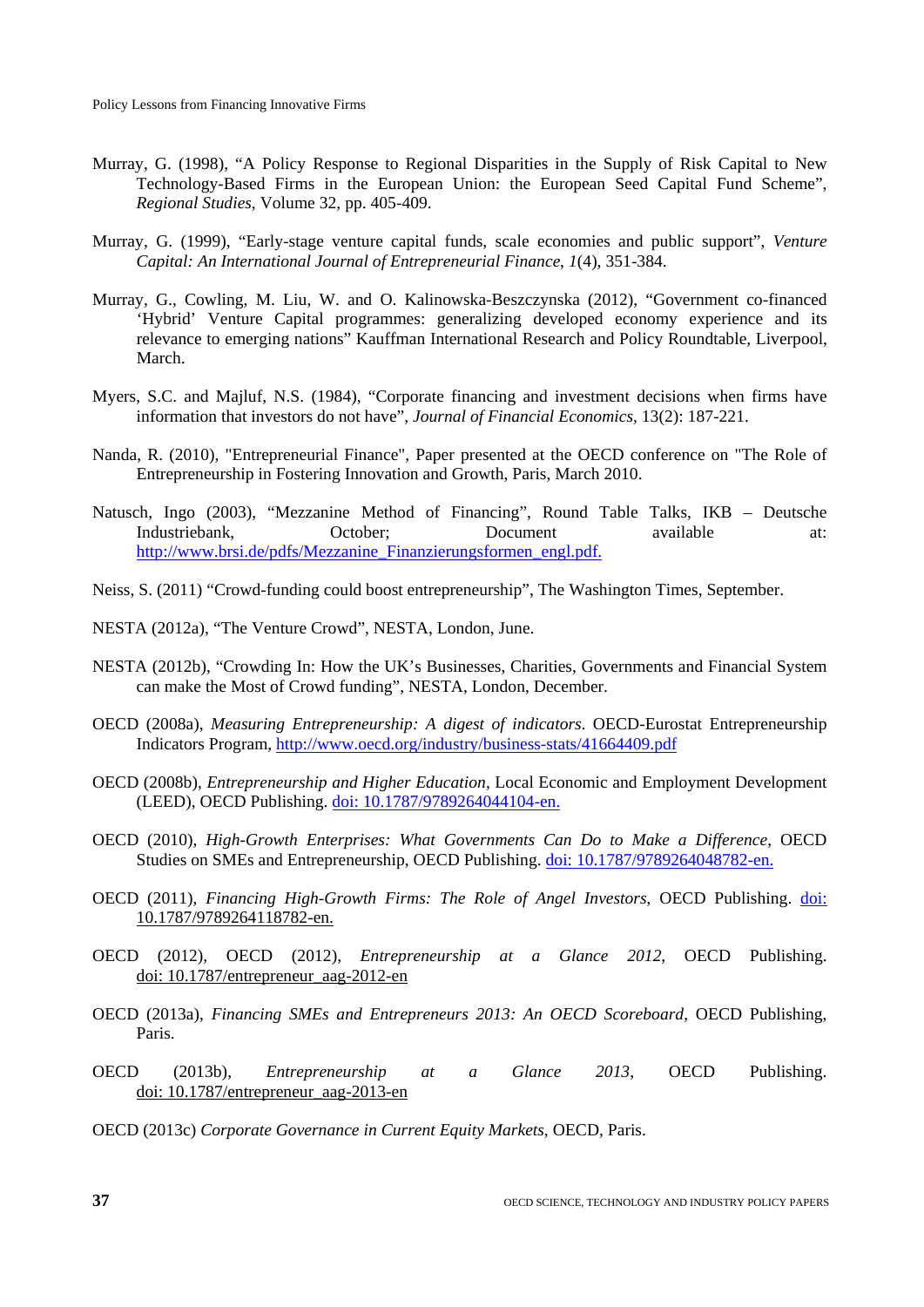Murray, G. (1998), "A Policy Response to Regional Disparities in the Supply of Risk Capital to New Technology-Based Firms in the European Union: the European Seed Capital Fund Scheme", *Regional Studies*, Volume 32, pp. 405-409.

Murray, G. (1999), "Early-stage venture capital funds, scale economies and public support", *Venture Capital: An International Journal of Entrepreneurial Finance*, *1*(4), 351-384.

Murray, G., Cowling, M. Liu, W. and O. Kalinowska-Beszczynska (2012), "Government co-financed 'Hybrid' Venture Capital programmes: generalizing developed economy experience and its relevance to emerging nations" Kauffman International Research and Policy Roundtable, Liverpool, March.

Myers, S.C. and Majluf, N.S. (1984), "Corporate financing and investment decisions when firms have information that investors do not have", *Journal of Financial Economics*, 13(2): 187-221.

Nanda, R. (2010), "Entrepreneurial Finance", Paper presented at the OECD conference on "The Role of Entrepreneurship in Fostering Innovation and Growth, Paris, March 2010.

Natusch, Ingo (2003), "Mezzanine Method of Financing", Round Table Talks, IKB – Deutsche Industriebank, October; Document available at: http://www.brsi.de/pdfs/Mezzanine_Finanzierungsformen_engl.pdf.

Neiss, S. (2011) "Crowd-funding could boost entrepreneurship", The Washington Times, September.

NESTA (2012a), "The Venture Crowd", NESTA, London, June.

NESTA (2012b), "Crowding In: How the UK's Businesses, Charities, Governments and Financial System can make the Most of Crowd funding", NESTA, London, December.

OECD (2008a), *Measuring Entrepreneurship: A digest of indicators*. OECD-Eurostat Entrepreneurship Indicators Program, http://www.oecd.org/industry/business-stats/41664409.pdf

OECD (2008b), *Entrepreneurship and Higher Education*, Local Economic and Employment Development (LEED), OECD Publishing. doi: 10.1787/9789264044104-en.

OECD (2010), *High-Growth Enterprises: What Governments Can Do to Make a Difference*, OECD Studies on SMEs and Entrepreneurship, OECD Publishing. doi: 10.1787/9789264048782-en.

OECD (2011), *Financing High-Growth Firms: The Role of Angel Investors*, OECD Publishing. doi: 10.1787/9789264118782-en.

OECD (2012), OECD (2012), *Entrepreneurship at a Glance 2012*, OECD Publishing. doi: 10.1787/entrepreneur_aag-2012-en

OECD (2013a), *Financing SMEs and Entrepreneurs 2013: An OECD Scoreboard*, OECD Publishing, Paris.

OECD (2013b), *Entrepreneurship at a Glance 2013*, OECD Publishing. doi: 10.1787/entrepreneur_aag-2013-en

OECD (2013c) *Corporate Governance in Current Equity Markets*, OECD, Paris.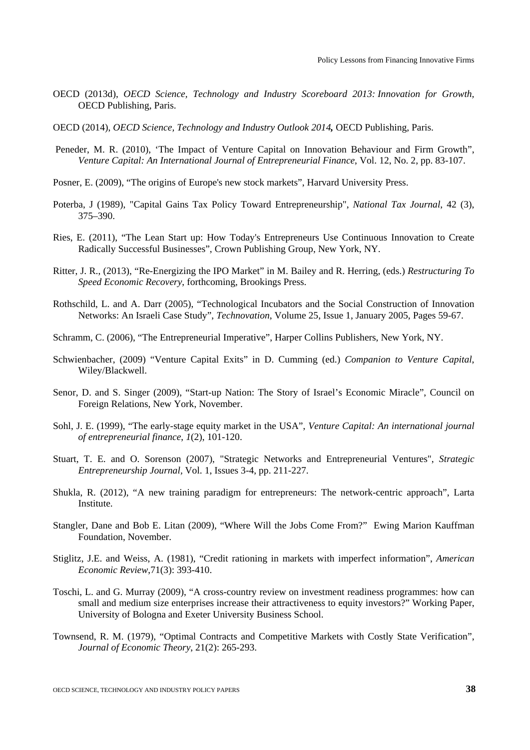OECD (2013d), *OECD Science, Technology and Industry Scoreboard 2013: Innovation for Growth*, OECD Publishing, Paris.

OECD (2014), *OECD Science, Technology and Industry Outlook 2014,* OECD Publishing, Paris.

Peneder, M. R. (2010), 'The Impact of Venture Capital on Innovation Behaviour and Firm Growth", *Venture Capital: An International Journal of Entrepreneurial Finance*, Vol. 12, No. 2, pp. 83-107.

Posner, E. (2009), "The origins of Europe's new stock markets", Harvard University Press.

Poterba, J (1989), "Capital Gains Tax Policy Toward Entrepreneurship", *National Tax Journal*, 42 (3), 375–390.

Ries, E. (2011), "The Lean Start up: How Today's Entrepreneurs Use Continuous Innovation to Create Radically Successful Businesses", Crown Publishing Group, New York, NY.

Ritter, J. R., (2013), "Re-Energizing the IPO Market" in M. Bailey and R. Herring, (eds.) *Restructuring To Speed Economic Recovery*, forthcoming, Brookings Press.

Rothschild, L. and A. Darr (2005), "Technological Incubators and the Social Construction of Innovation Networks: An Israeli Case Study", *Technovation*, Volume 25, Issue 1, January 2005, Pages 59-67.

Schramm, C. (2006), "The Entrepreneurial Imperative", Harper Collins Publishers, New York, NY.

Schwienbacher, (2009) "Venture Capital Exits" in D. Cumming (ed.) *Companion to Venture Capital*, Wiley/Blackwell.

Senor, D. and S. Singer (2009), "Start-up Nation: The Story of Israel's Economic Miracle", Council on Foreign Relations, New York, November.

Sohl, J. E. (1999), "The early-stage equity market in the USA", *Venture Capital: An international journal of entrepreneurial finance*, *1*(2), 101-120.

Stuart, T. E. and O. Sorenson (2007), "Strategic Networks and Entrepreneurial Ventures", *Strategic Entrepreneurship Journal*, Vol. 1, Issues 3-4, pp. 211-227.

Shukla, R. (2012), "A new training paradigm for entrepreneurs: The network-centric approach", Larta Institute.

Stangler, Dane and Bob E. Litan (2009), "Where Will the Jobs Come From?" Ewing Marion Kauffman Foundation, November.

Stiglitz, J.E. and Weiss, A. (1981), "Credit rationing in markets with imperfect information", *American Economic Review*,71(3): 393-410.

Toschi, L. and G. Murray (2009), "A cross-country review on investment readiness programmes: how can small and medium size enterprises increase their attractiveness to equity investors?" Working Paper, University of Bologna and Exeter University Business School.

Townsend, R. M. (1979), "Optimal Contracts and Competitive Markets with Costly State Verification", *Journal of Economic Theory*, 21(2): 265-293.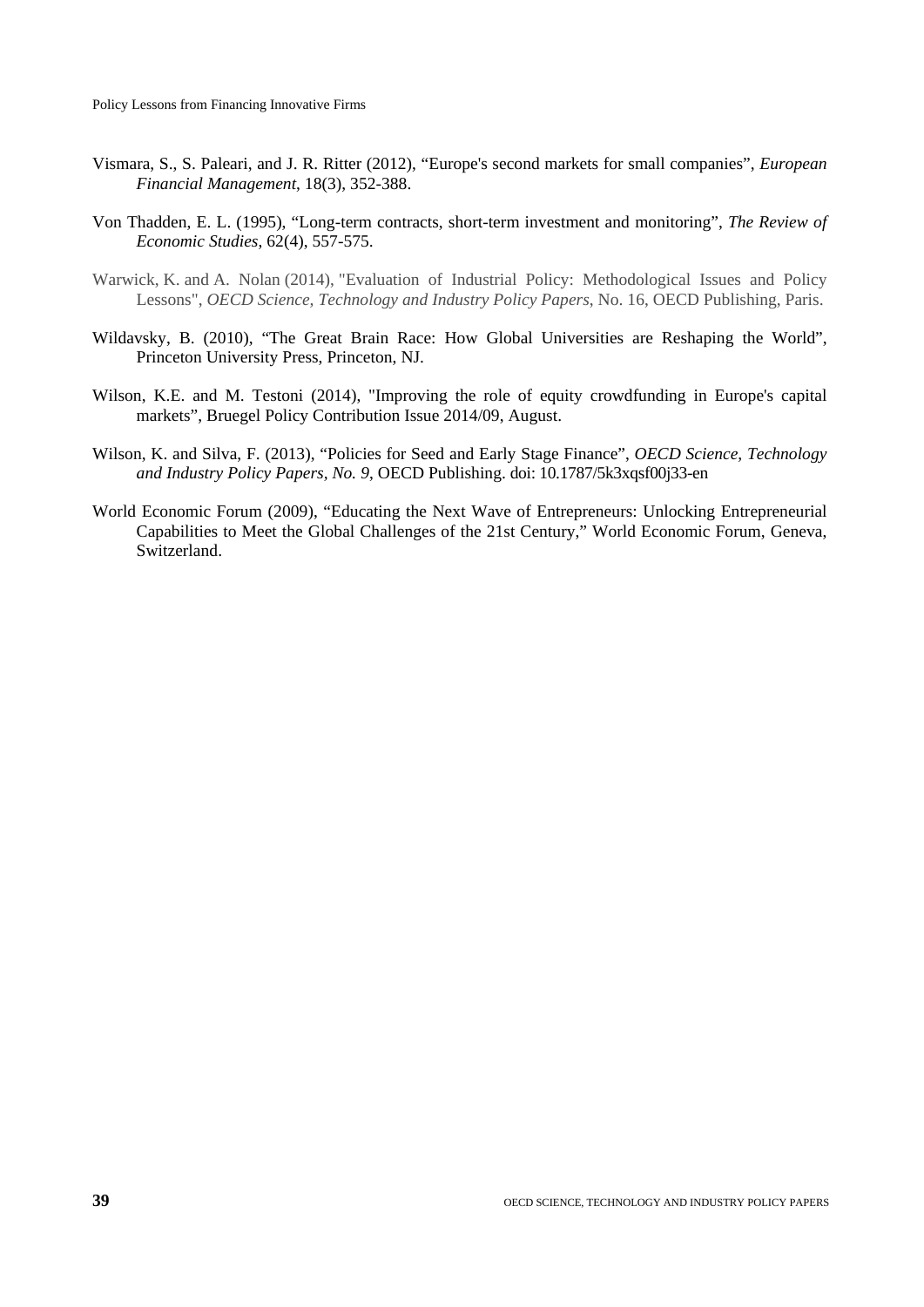Vismara, S., S. Paleari, and J. R. Ritter (2012), “Europe's second markets for small companies”, *European Financial Management*, 18(3), 352-388.

Von Thadden, E. L. (1995), “Long-term contracts, short-term investment and monitoring”, *The Review of Economic Studies*, 62(4), 557-575.

Warwick, K. and A. Nolan (2014), "Evaluation of Industrial Policy: Methodological Issues and Policy Lessons", *OECD Science, Technology and Industry Policy Papers*, No. 16, OECD Publishing, Paris.

Wildavsky, B. (2010), “The Great Brain Race: How Global Universities are Reshaping the World”, Princeton University Press, Princeton, NJ.

Wilson, K.E. and M. Testoni (2014), "Improving the role of equity crowdfunding in Europe's capital markets”, Bruegel Policy Contribution Issue 2014/09, August.

Wilson, K. and Silva, F. (2013), “Policies for Seed and Early Stage Finance”, *OECD Science, Technology and Industry Policy Papers, No. 9*, OECD Publishing. doi: 10.1787/5k3xqsf00j33-en

World Economic Forum (2009), “Educating the Next Wave of Entrepreneurs: Unlocking Entrepreneurial Capabilities to Meet the Global Challenges of the 21st Century,” World Economic Forum, Geneva, Switzerland.